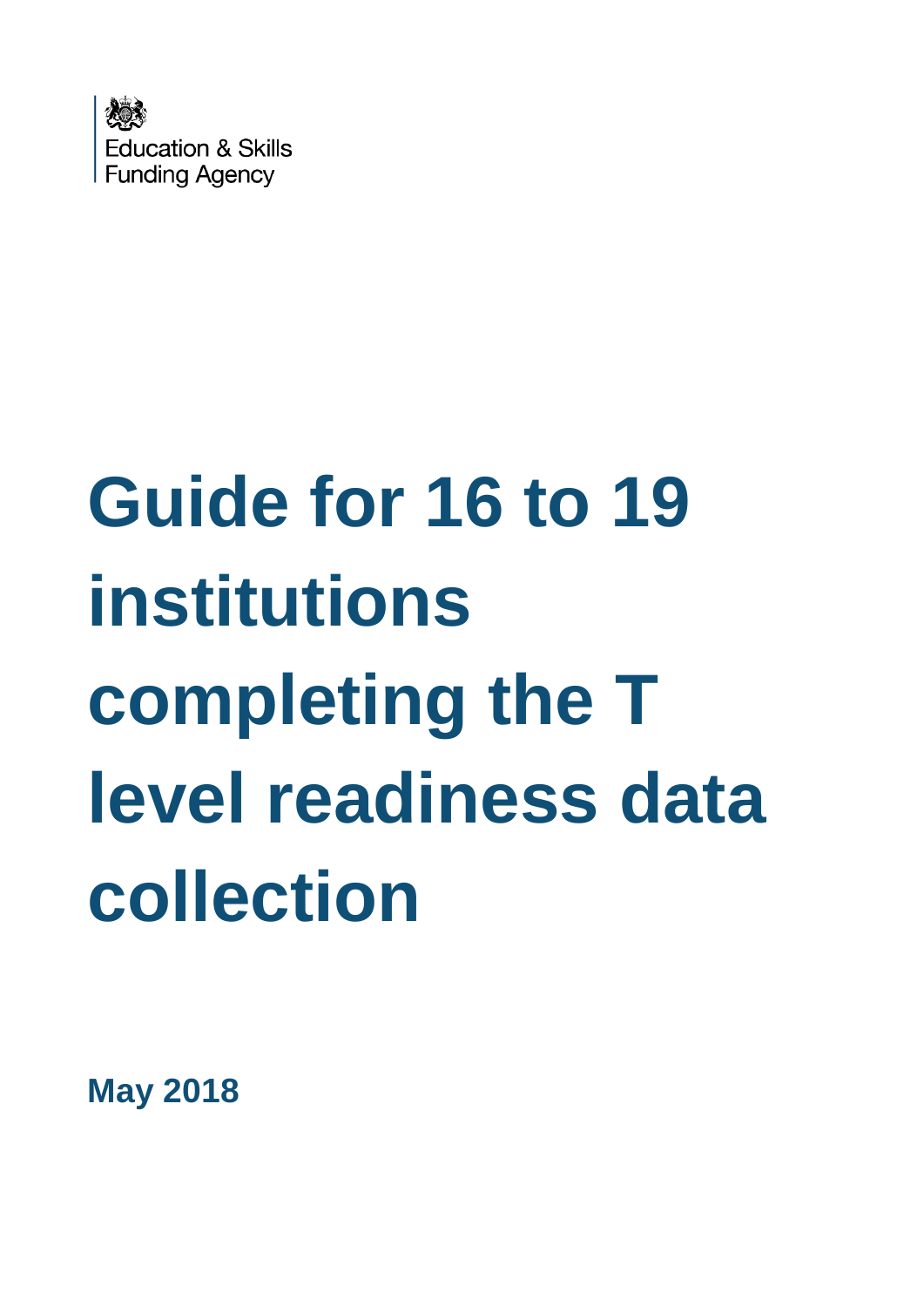Education & Skills Funding Agency

# Guide for 16 to 19 institutions completing the T level readiness data collection

**May 2018**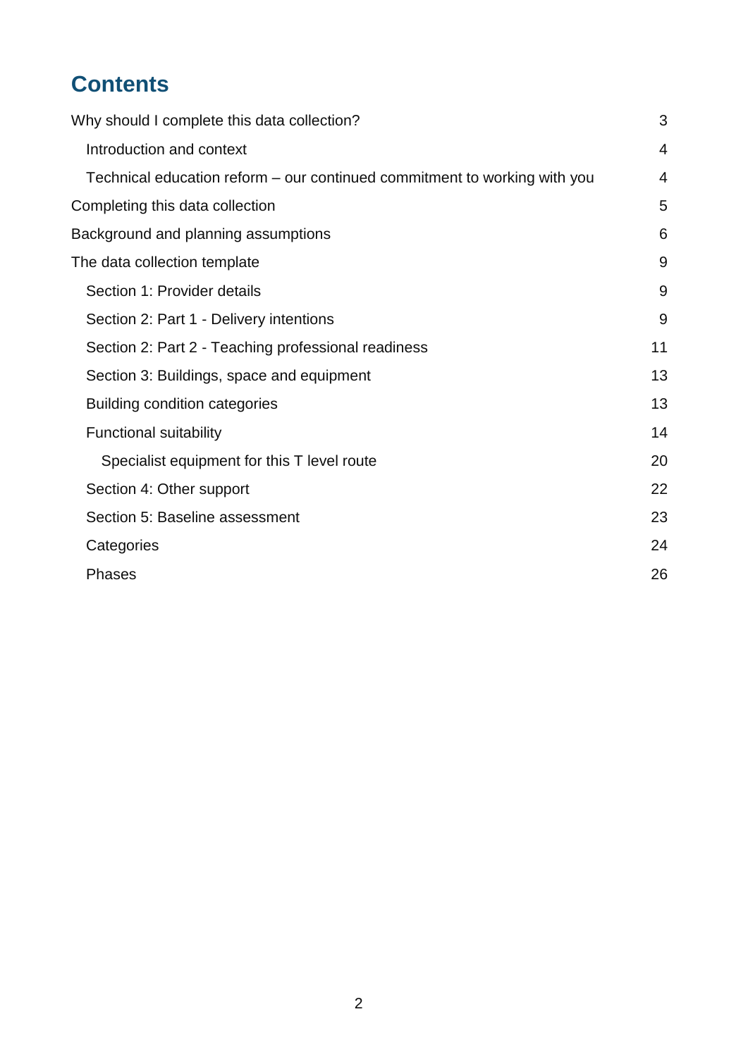# Contents

Why should I complete this data collection? 3

- Introduction and context 4
- Technical education reform – our continued commitment to working with you 4

Completing this data collection 5

Background and planning assumptions 6

The data collection template 9

- Section 1: Provider details 9
- Section 2: Part 1 - Delivery intentions 9
- Section 2: Part 2 - Teaching professional readiness 11
- Section 3: Buildings, space and equipment 13
- Building condition categories 13
- Functional suitability 14
  - Specialist equipment for this T level route 20
- Section 4: Other support 22
- Section 5: Baseline assessment 23
- Categories 24
- Phases 26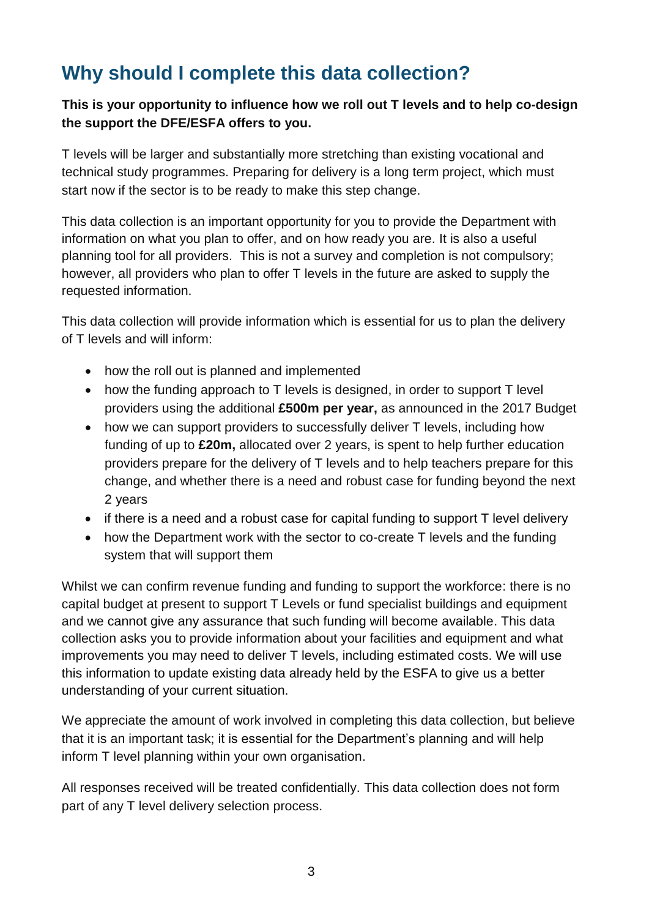## Why should I complete this data collection?

**This is your opportunity to influence how we roll out T levels and to help co-design the support the DFE/ESFA offers to you.**

T levels will be larger and substantially more stretching than existing vocational and technical study programmes. Preparing for delivery is a long term project, which must start now if the sector is to be ready to make this step change.

This data collection is an important opportunity for you to provide the Department with information on what you plan to offer, and on how ready you are. It is also a useful planning tool for all providers. This is not a survey and completion is not compulsory; however, all providers who plan to offer T levels in the future are asked to supply the requested information.

This data collection will provide information which is essential for us to plan the delivery of T levels and will inform:

- how the roll out is planned and implemented
- how the funding approach to T levels is designed, in order to support T level providers using the additional **£500m per year,** as announced in the 2017 Budget
- how we can support providers to successfully deliver T levels, including how funding of up to **£20m,** allocated over 2 years, is spent to help further education providers prepare for the delivery of T levels and to help teachers prepare for this change, and whether there is a need and robust case for funding beyond the next 2 years
- if there is a need and a robust case for capital funding to support T level delivery
- how the Department work with the sector to co-create T levels and the funding system that will support them

Whilst we can confirm revenue funding and funding to support the workforce: there is no capital budget at present to support T Levels or fund specialist buildings and equipment and we cannot give any assurance that such funding will become available. This data collection asks you to provide information about your facilities and equipment and what improvements you may need to deliver T levels, including estimated costs. We will use this information to update existing data already held by the ESFA to give us a better understanding of your current situation.

We appreciate the amount of work involved in completing this data collection, but believe that it is an important task; it is essential for the Department's planning and will help inform T level planning within your own organisation.

All responses received will be treated confidentially. This data collection does not form part of any T level delivery selection process.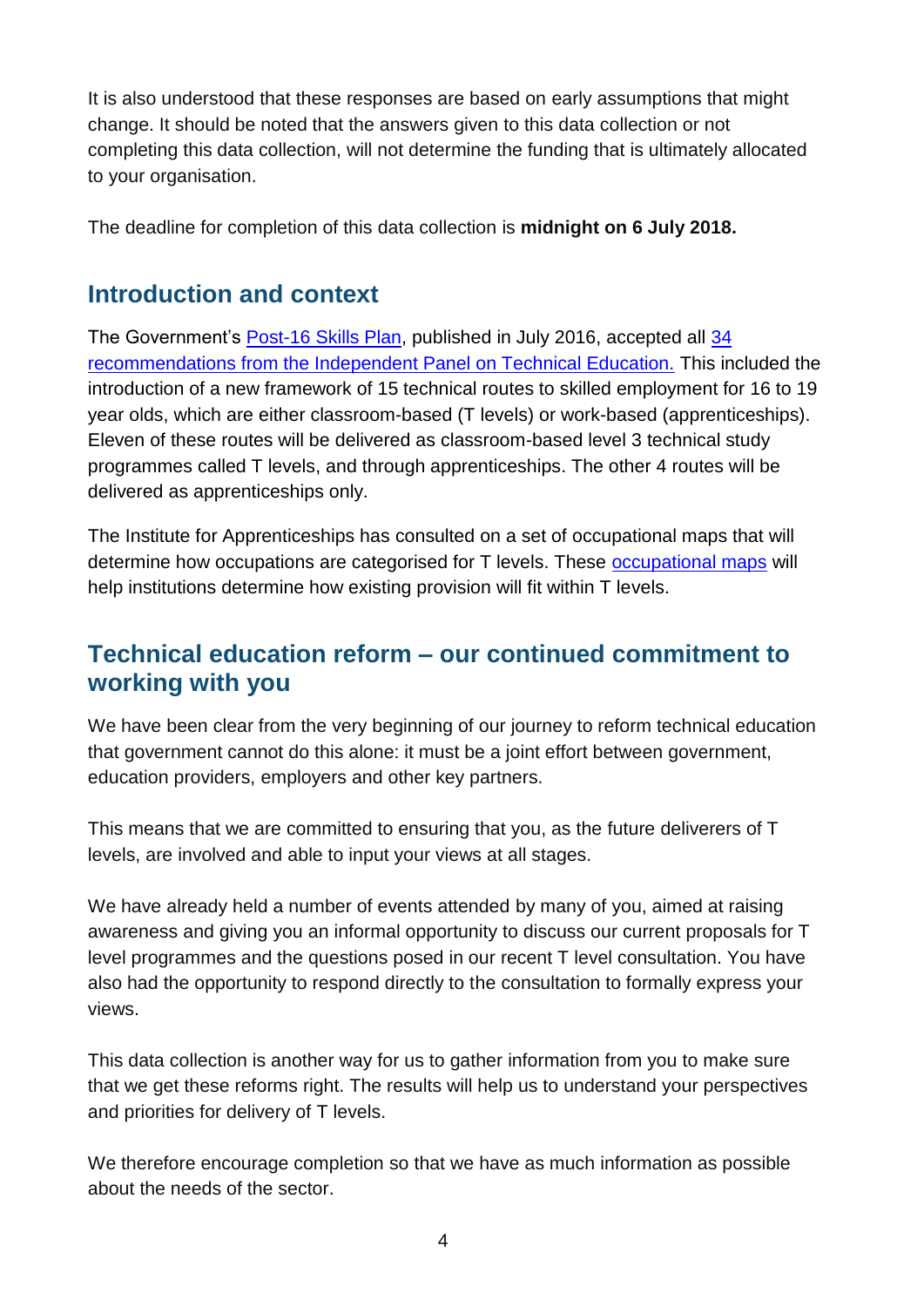It is also understood that these responses are based on early assumptions that might change. It should be noted that the answers given to this data collection or not completing this data collection, will not determine the funding that is ultimately allocated to your organisation.

The deadline for completion of this data collection is **midnight on 6 July 2018.**

## Introduction and context

The Government's [Post-16 Skills Plan](), published in July 2016, accepted all [34 recommendations from the Independent Panel on Technical Education.]() This included the introduction of a new framework of 15 technical routes to skilled employment for 16 to 19 year olds, which are either classroom-based (T levels) or work-based (apprenticeships). Eleven of these routes will be delivered as classroom-based level 3 technical study programmes called T levels, and through apprenticeships. The other 4 routes will be delivered as apprenticeships only.

The Institute for Apprenticeships has consulted on a set of occupational maps that will determine how occupations are categorised for T levels. These [occupational maps]() will help institutions determine how existing provision will fit within T levels.

## Technical education reform – our continued commitment to working with you

We have been clear from the very beginning of our journey to reform technical education that government cannot do this alone: it must be a joint effort between government, education providers, employers and other key partners.

This means that we are committed to ensuring that you, as the future deliverers of T levels, are involved and able to input your views at all stages.

We have already held a number of events attended by many of you, aimed at raising awareness and giving you an informal opportunity to discuss our current proposals for T level programmes and the questions posed in our recent T level consultation. You have also had the opportunity to respond directly to the consultation to formally express your views.

This data collection is another way for us to gather information from you to make sure that we get these reforms right. The results will help us to understand your perspectives and priorities for delivery of T levels.

We therefore encourage completion so that we have as much information as possible about the needs of the sector.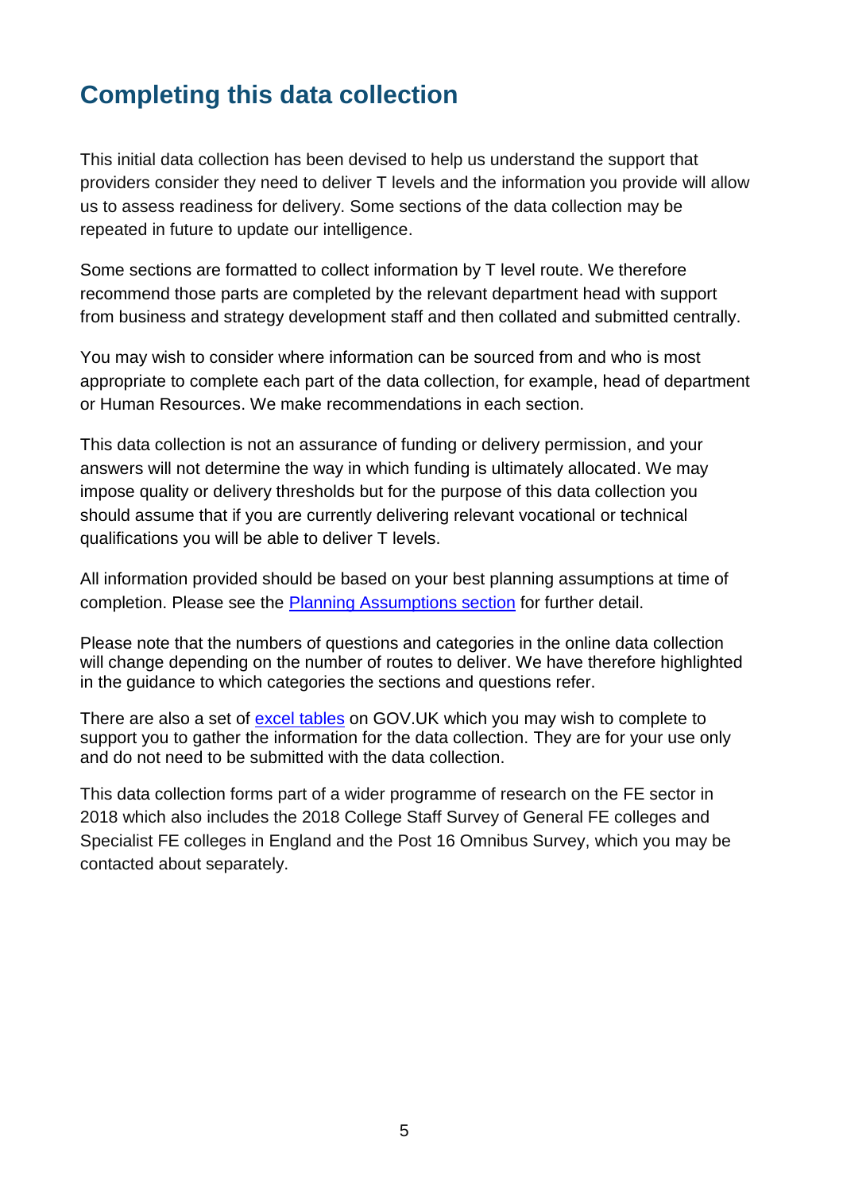# Completing this data collection

This initial data collection has been devised to help us understand the support that providers consider they need to deliver T levels and the information you provide will allow us to assess readiness for delivery. Some sections of the data collection may be repeated in future to update our intelligence.

Some sections are formatted to collect information by T level route. We therefore recommend those parts are completed by the relevant department head with support from business and strategy development staff and then collated and submitted centrally.

You may wish to consider where information can be sourced from and who is most appropriate to complete each part of the data collection, for example, head of department or Human Resources. We make recommendations in each section.

This data collection is not an assurance of funding or delivery permission, and your answers will not determine the way in which funding is ultimately allocated. We may impose quality or delivery thresholds but for the purpose of this data collection you should assume that if you are currently delivering relevant vocational or technical qualifications you will be able to deliver T levels.

All information provided should be based on your best planning assumptions at time of completion. Please see the Planning Assumptions section for further detail.

Please note that the numbers of questions and categories in the online data collection will change depending on the number of routes to deliver. We have therefore highlighted in the guidance to which categories the sections and questions refer.

There are also a set of excel tables on GOV.UK which you may wish to complete to support you to gather the information for the data collection. They are for your use only and do not need to be submitted with the data collection.

This data collection forms part of a wider programme of research on the FE sector in 2018 which also includes the 2018 College Staff Survey of General FE colleges and Specialist FE colleges in England and the Post 16 Omnibus Survey, which you may be contacted about separately.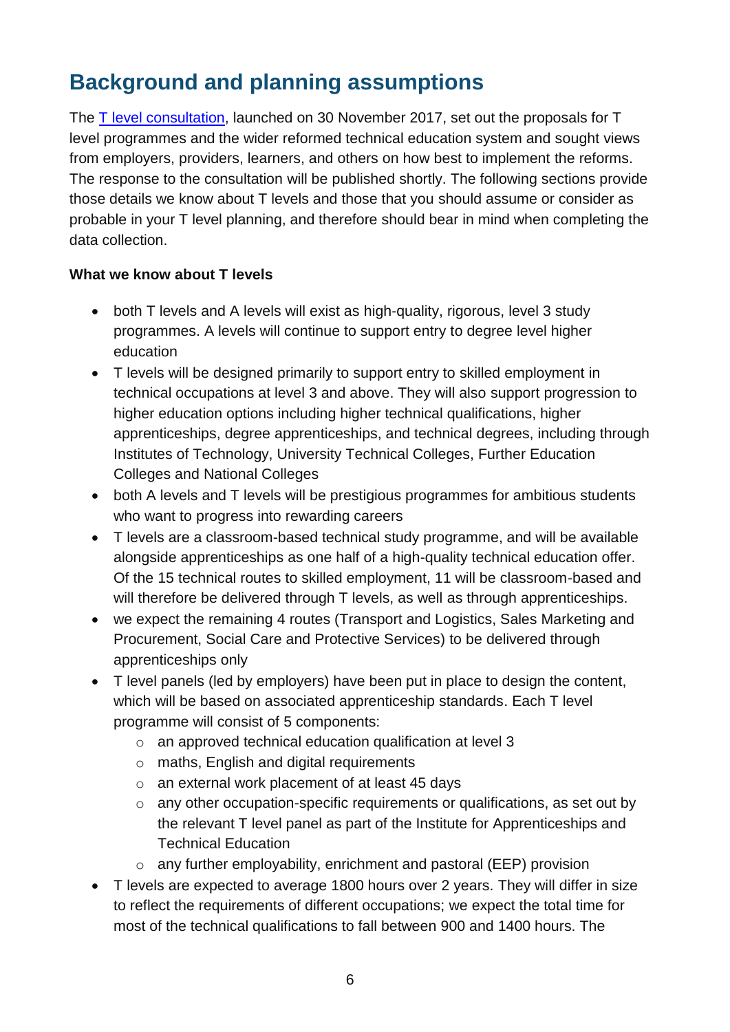## Background and planning assumptions

The [T level consultation](), launched on 30 November 2017, set out the proposals for T level programmes and the wider reformed technical education system and sought views from employers, providers, learners, and others on how best to implement the reforms. The response to the consultation will be published shortly. The following sections provide those details we know about T levels and those that you should assume or consider as probable in your T level planning, and therefore should bear in mind when completing the data collection.

**What we know about T levels**

- both T levels and A levels will exist as high-quality, rigorous, level 3 study programmes. A levels will continue to support entry to degree level higher education
- T levels will be designed primarily to support entry to skilled employment in technical occupations at level 3 and above. They will also support progression to higher education options including higher technical qualifications, higher apprenticeships, degree apprenticeships, and technical degrees, including through Institutes of Technology, University Technical Colleges, Further Education Colleges and National Colleges
- both A levels and T levels will be prestigious programmes for ambitious students who want to progress into rewarding careers
- T levels are a classroom-based technical study programme, and will be available alongside apprenticeships as one half of a high-quality technical education offer. Of the 15 technical routes to skilled employment, 11 will be classroom-based and will therefore be delivered through T levels, as well as through apprenticeships.
- we expect the remaining 4 routes (Transport and Logistics, Sales Marketing and Procurement, Social Care and Protective Services) to be delivered through apprenticeships only
- T level panels (led by employers) have been put in place to design the content, which will be based on associated apprenticeship standards. Each T level programme will consist of 5 components:
  - an approved technical education qualification at level 3
  - maths, English and digital requirements
  - an external work placement of at least 45 days
  - any other occupation-specific requirements or qualifications, as set out by the relevant T level panel as part of the Institute for Apprenticeships and Technical Education
  - any further employability, enrichment and pastoral (EEP) provision
- T levels are expected to average 1800 hours over 2 years. They will differ in size to reflect the requirements of different occupations; we expect the total time for most of the technical qualifications to fall between 900 and 1400 hours. The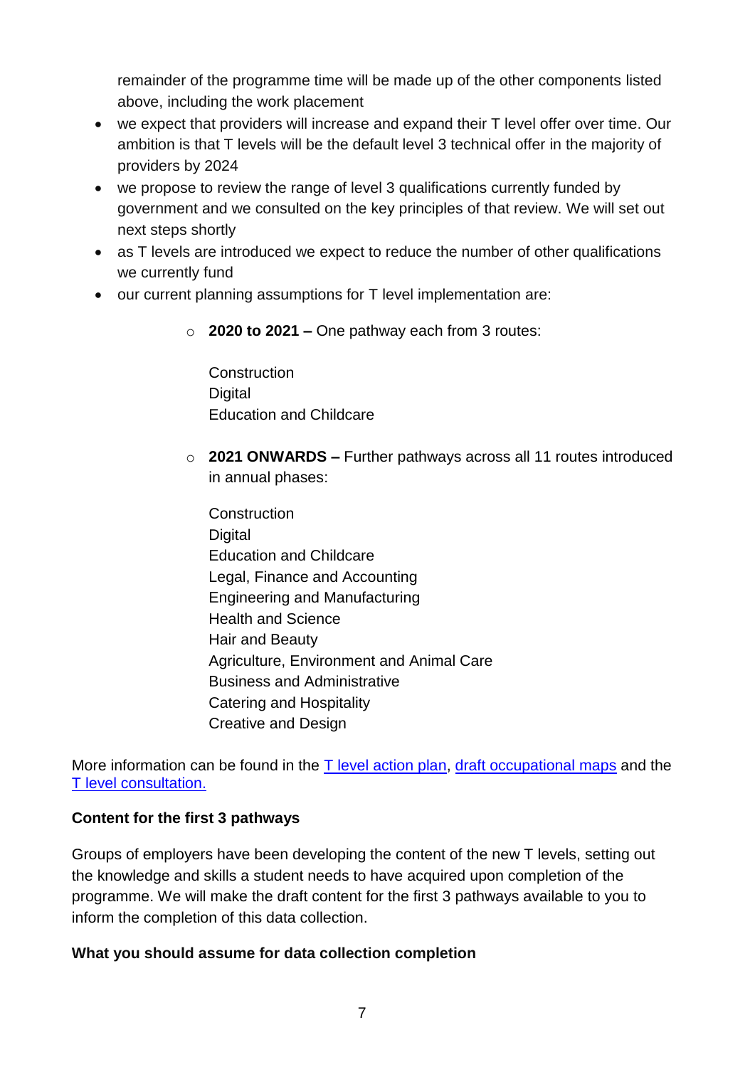remainder of the programme time will be made up of the other components listed above, including the work placement

- we expect that providers will increase and expand their T level offer over time. Our ambition is that T levels will be the default level 3 technical offer in the majority of providers by 2024
- we propose to review the range of level 3 qualifications currently funded by government and we consulted on the key principles of that review. We will set out next steps shortly
- as T levels are introduced we expect to reduce the number of other qualifications we currently fund
- our current planning assumptions for T level implementation are:
  - **2020 to 2021 –** One pathway each from 3 routes:

    Construction
    Digital
    Education and Childcare

  - **2021 ONWARDS –** Further pathways across all 11 routes introduced in annual phases:

    Construction
    Digital
    Education and Childcare
    Legal, Finance and Accounting
    Engineering and Manufacturing
    Health and Science
    Hair and Beauty
    Agriculture, Environment and Animal Care
    Business and Administrative
    Catering and Hospitality
    Creative and Design

More information can be found in the T level action plan, draft occupational maps and the T level consultation.

**Content for the first 3 pathways**

Groups of employers have been developing the content of the new T levels, setting out the knowledge and skills a student needs to have acquired upon completion of the programme. We will make the draft content for the first 3 pathways available to you to inform the completion of this data collection.

**What you should assume for data collection completion**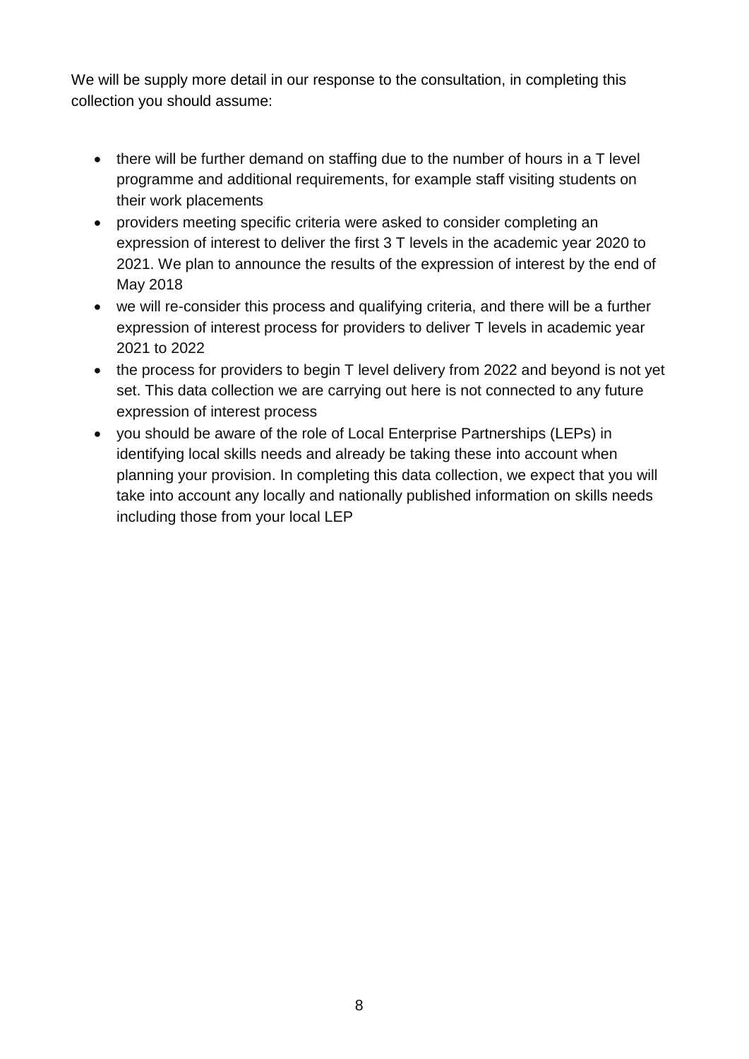We will be supply more detail in our response to the consultation, in completing this collection you should assume:

- there will be further demand on staffing due to the number of hours in a T level programme and additional requirements, for example staff visiting students on their work placements
- providers meeting specific criteria were asked to consider completing an expression of interest to deliver the first 3 T levels in the academic year 2020 to 2021. We plan to announce the results of the expression of interest by the end of May 2018
- we will re-consider this process and qualifying criteria, and there will be a further expression of interest process for providers to deliver T levels in academic year 2021 to 2022
- the process for providers to begin T level delivery from 2022 and beyond is not yet set. This data collection we are carrying out here is not connected to any future expression of interest process
- you should be aware of the role of Local Enterprise Partnerships (LEPs) in identifying local skills needs and already be taking these into account when planning your provision. In completing this data collection, we expect that you will take into account any locally and nationally published information on skills needs including those from your local LEP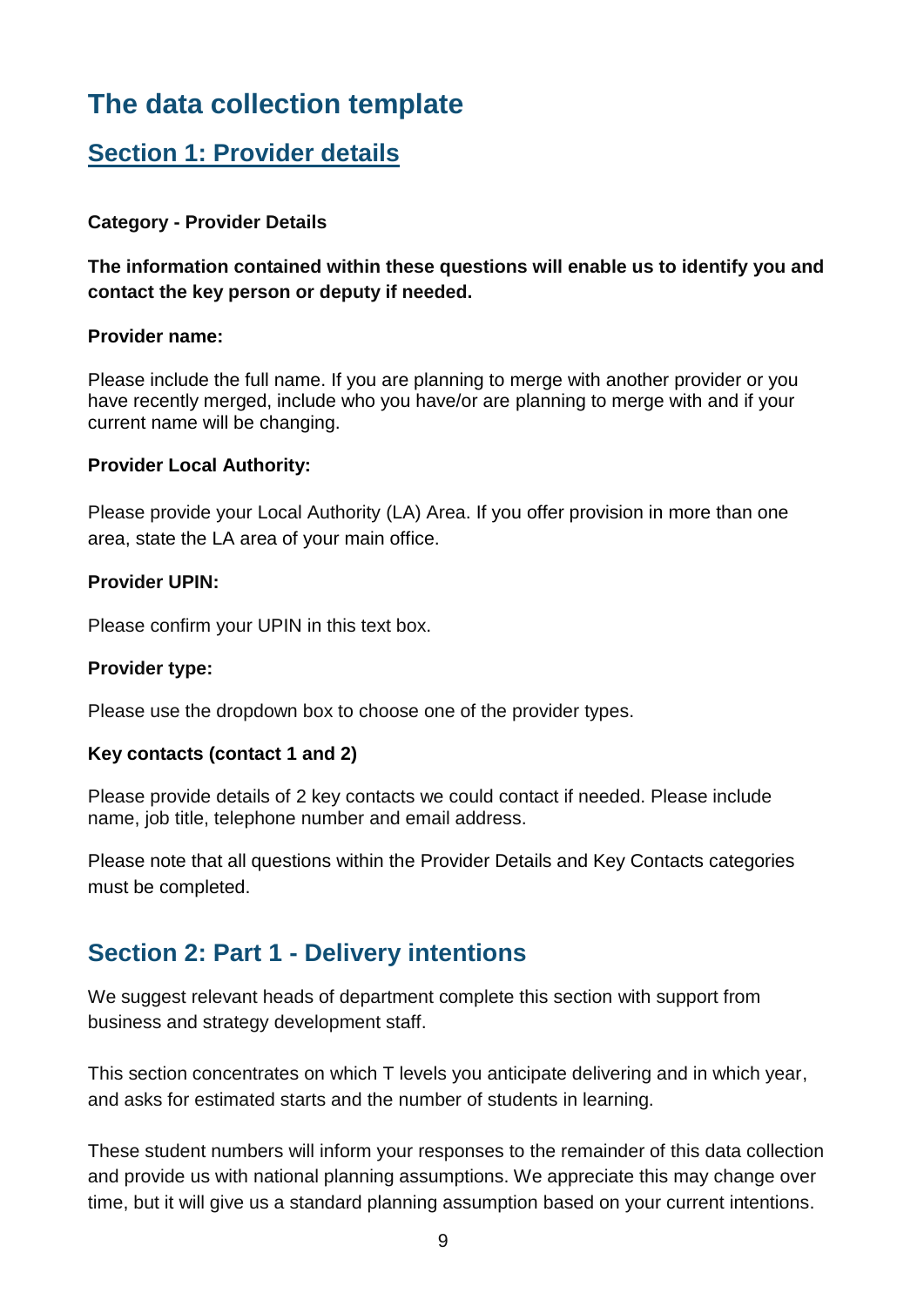# The data collection template

## Section 1: Provider details

**Category - Provider Details**

**The information contained within these questions will enable us to identify you and contact the key person or deputy if needed.**

**Provider name:**

Please include the full name. If you are planning to merge with another provider or you have recently merged, include who you have/or are planning to merge with and if your current name will be changing.

**Provider Local Authority:**

Please provide your Local Authority (LA) Area. If you offer provision in more than one area, state the LA area of your main office.

**Provider UPIN:**

Please confirm your UPIN in this text box.

**Provider type:**

Please use the dropdown box to choose one of the provider types.

**Key contacts (contact 1 and 2)**

Please provide details of 2 key contacts we could contact if needed. Please include name, job title, telephone number and email address.

Please note that all questions within the Provider Details and Key Contacts categories must be completed.

## Section 2: Part 1 - Delivery intentions

We suggest relevant heads of department complete this section with support from business and strategy development staff.

This section concentrates on which T levels you anticipate delivering and in which year, and asks for estimated starts and the number of students in learning.

These student numbers will inform your responses to the remainder of this data collection and provide us with national planning assumptions. We appreciate this may change over time, but it will give us a standard planning assumption based on your current intentions.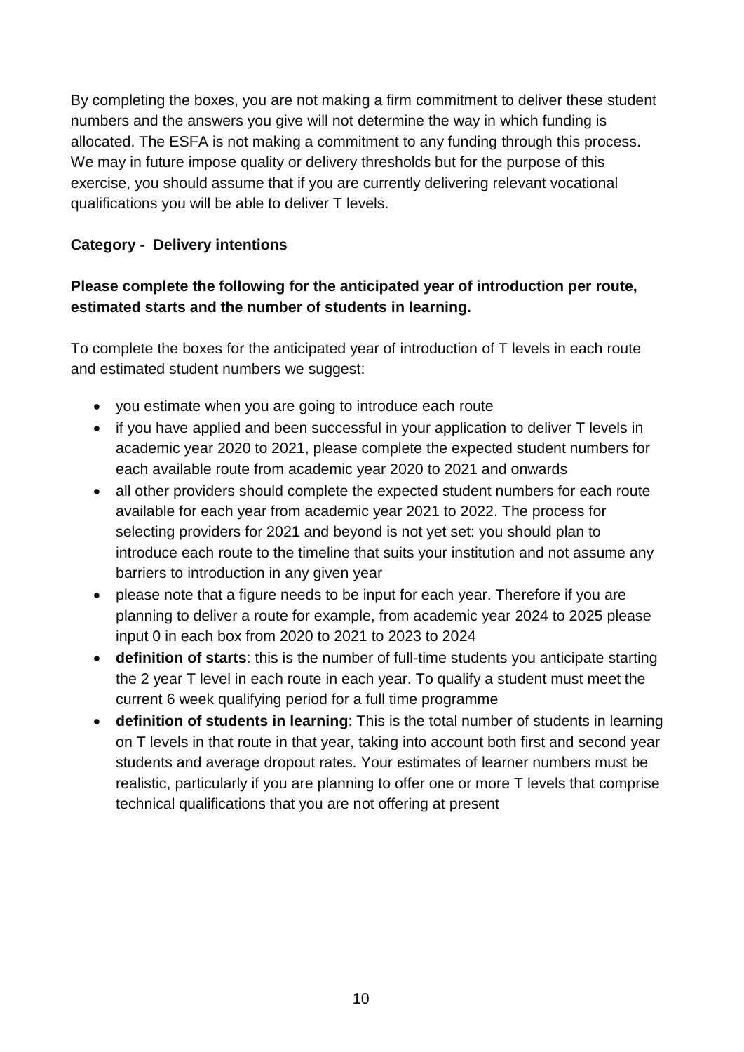By completing the boxes, you are not making a firm commitment to deliver these student numbers and the answers you give will not determine the way in which funding is allocated. The ESFA is not making a commitment to any funding through this process. We may in future impose quality or delivery thresholds but for the purpose of this exercise, you should assume that if you are currently delivering relevant vocational qualifications you will be able to deliver T levels.

**Category - Delivery intentions**

**Please complete the following for the anticipated year of introduction per route, estimated starts and the number of students in learning.**

To complete the boxes for the anticipated year of introduction of T levels in each route and estimated student numbers we suggest:

- you estimate when you are going to introduce each route
- if you have applied and been successful in your application to deliver T levels in academic year 2020 to 2021, please complete the expected student numbers for each available route from academic year 2020 to 2021 and onwards
- all other providers should complete the expected student numbers for each route available for each year from academic year 2021 to 2022. The process for selecting providers for 2021 and beyond is not yet set: you should plan to introduce each route to the timeline that suits your institution and not assume any barriers to introduction in any given year
- please note that a figure needs to be input for each year. Therefore if you are planning to deliver a route for example, from academic year 2024 to 2025 please input 0 in each box from 2020 to 2021 to 2023 to 2024
- **definition of starts**: this is the number of full-time students you anticipate starting the 2 year T level in each route in each year. To qualify a student must meet the current 6 week qualifying period for a full time programme
- **definition of students in learning**: This is the total number of students in learning on T levels in that route in that year, taking into account both first and second year students and average dropout rates. Your estimates of learner numbers must be realistic, particularly if you are planning to offer one or more T levels that comprise technical qualifications that you are not offering at present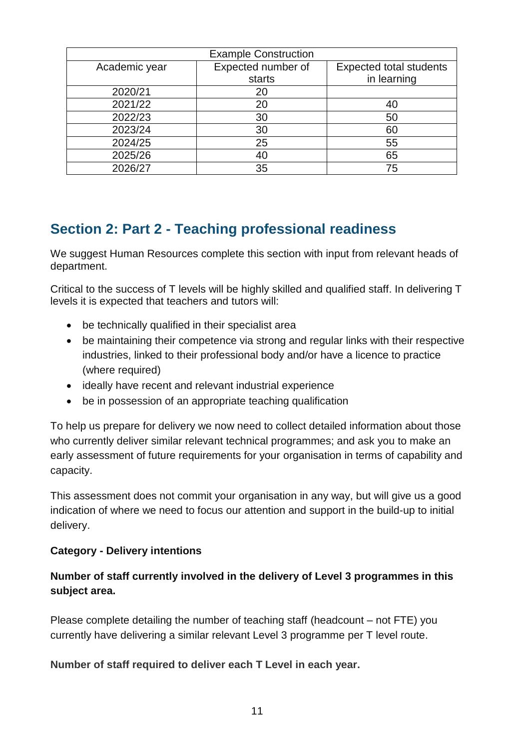| Example Construction | | |
|---|---|---|
| Academic year | Expected number of starts | Expected total students in learning |
| 2020/21 | 20 | |
| 2021/22 | 20 | 40 |
| 2022/23 | 30 | 50 |
| 2023/24 | 30 | 60 |
| 2024/25 | 25 | 55 |
| 2025/26 | 40 | 65 |
| 2026/27 | 35 | 75 |

## Section 2: Part 2 - Teaching professional readiness

We suggest Human Resources complete this section with input from relevant heads of department.

Critical to the success of T levels will be highly skilled and qualified staff. In delivering T levels it is expected that teachers and tutors will:

- be technically qualified in their specialist area
- be maintaining their competence via strong and regular links with their respective industries, linked to their professional body and/or have a licence to practice (where required)
- ideally have recent and relevant industrial experience
- be in possession of an appropriate teaching qualification

To help us prepare for delivery we now need to collect detailed information about those who currently deliver similar relevant technical programmes; and ask you to make an early assessment of future requirements for your organisation in terms of capability and capacity.

This assessment does not commit your organisation in any way, but will give us a good indication of where we need to focus our attention and support in the build-up to initial delivery.

**Category - Delivery intentions**

**Number of staff currently involved in the delivery of Level 3 programmes in this subject area.**

Please complete detailing the number of teaching staff (headcount – not FTE) you currently have delivering a similar relevant Level 3 programme per T level route.

**Number of staff required to deliver each T Level in each year.**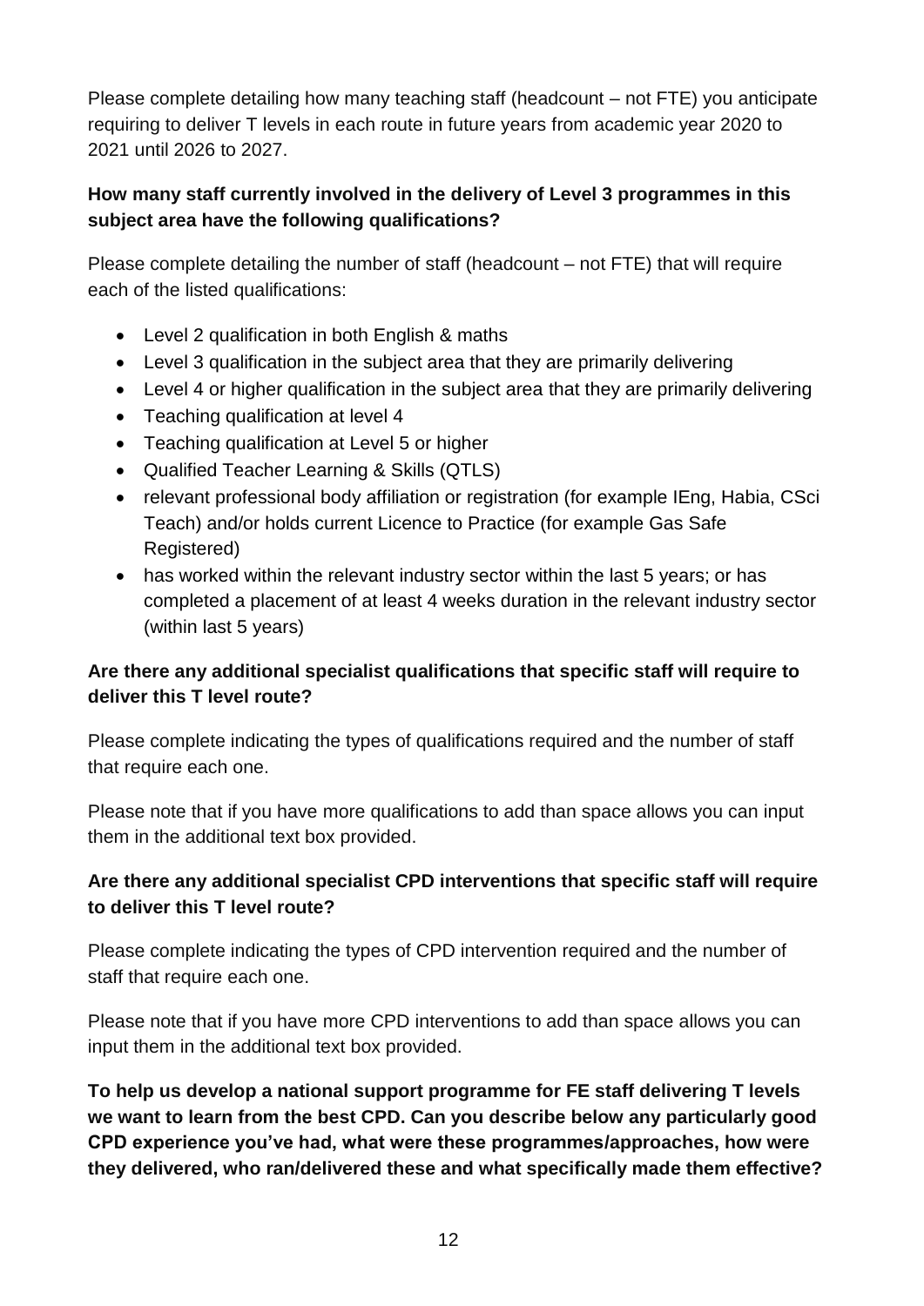Please complete detailing how many teaching staff (headcount – not FTE) you anticipate requiring to deliver T levels in each route in future years from academic year 2020 to 2021 until 2026 to 2027.

**How many staff currently involved in the delivery of Level 3 programmes in this subject area have the following qualifications?**

Please complete detailing the number of staff (headcount – not FTE) that will require each of the listed qualifications:

- Level 2 qualification in both English & maths
- Level 3 qualification in the subject area that they are primarily delivering
- Level 4 or higher qualification in the subject area that they are primarily delivering
- Teaching qualification at level 4
- Teaching qualification at Level 5 or higher
- Qualified Teacher Learning & Skills (QTLS)
- relevant professional body affiliation or registration (for example IEng, Habia, CSci Teach) and/or holds current Licence to Practice (for example Gas Safe Registered)
- has worked within the relevant industry sector within the last 5 years; or has completed a placement of at least 4 weeks duration in the relevant industry sector (within last 5 years)

**Are there any additional specialist qualifications that specific staff will require to deliver this T level route?**

Please complete indicating the types of qualifications required and the number of staff that require each one.

Please note that if you have more qualifications to add than space allows you can input them in the additional text box provided.

**Are there any additional specialist CPD interventions that specific staff will require to deliver this T level route?**

Please complete indicating the types of CPD intervention required and the number of staff that require each one.

Please note that if you have more CPD interventions to add than space allows you can input them in the additional text box provided.

**To help us develop a national support programme for FE staff delivering T levels we want to learn from the best CPD. Can you describe below any particularly good CPD experience you've had, what were these programmes/approaches, how were they delivered, who ran/delivered these and what specifically made them effective?**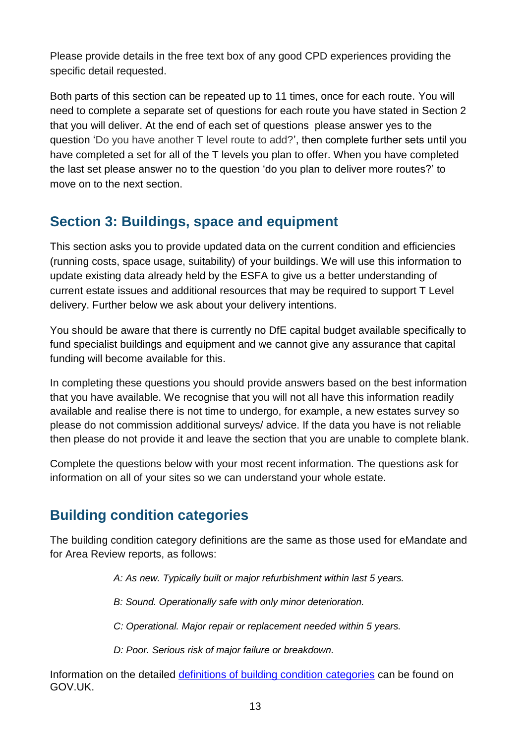Please provide details in the free text box of any good CPD experiences providing the specific detail requested.

Both parts of this section can be repeated up to 11 times, once for each route. You will need to complete a separate set of questions for each route you have stated in Section 2 that you will deliver. At the end of each set of questions please answer yes to the question 'Do you have another T level route to add?', then complete further sets until you have completed a set for all of the T levels you plan to offer. When you have completed the last set please answer no to the question 'do you plan to deliver more routes?' to move on to the next section.

## Section 3: Buildings, space and equipment

This section asks you to provide updated data on the current condition and efficiencies (running costs, space usage, suitability) of your buildings. We will use this information to update existing data already held by the ESFA to give us a better understanding of current estate issues and additional resources that may be required to support T Level delivery. Further below we ask about your delivery intentions.

You should be aware that there is currently no DfE capital budget available specifically to fund specialist buildings and equipment and we cannot give any assurance that capital funding will become available for this.

In completing these questions you should provide answers based on the best information that you have available. We recognise that you will not all have this information readily available and realise there is not time to undergo, for example, a new estates survey so please do not commission additional surveys/ advice. If the data you have is not reliable then please do not provide it and leave the section that you are unable to complete blank.

Complete the questions below with your most recent information. The questions ask for information on all of your sites so we can understand your whole estate.

## Building condition categories

The building condition category definitions are the same as those used for eMandate and for Area Review reports, as follows:

*A: As new. Typically built or major refurbishment within last 5 years.*

*B: Sound. Operationally safe with only minor deterioration.*

*C: Operational. Major repair or replacement needed within 5 years.*

*D: Poor. Serious risk of major failure or breakdown.*

Information on the detailed definitions of building condition categories can be found on GOV.UK.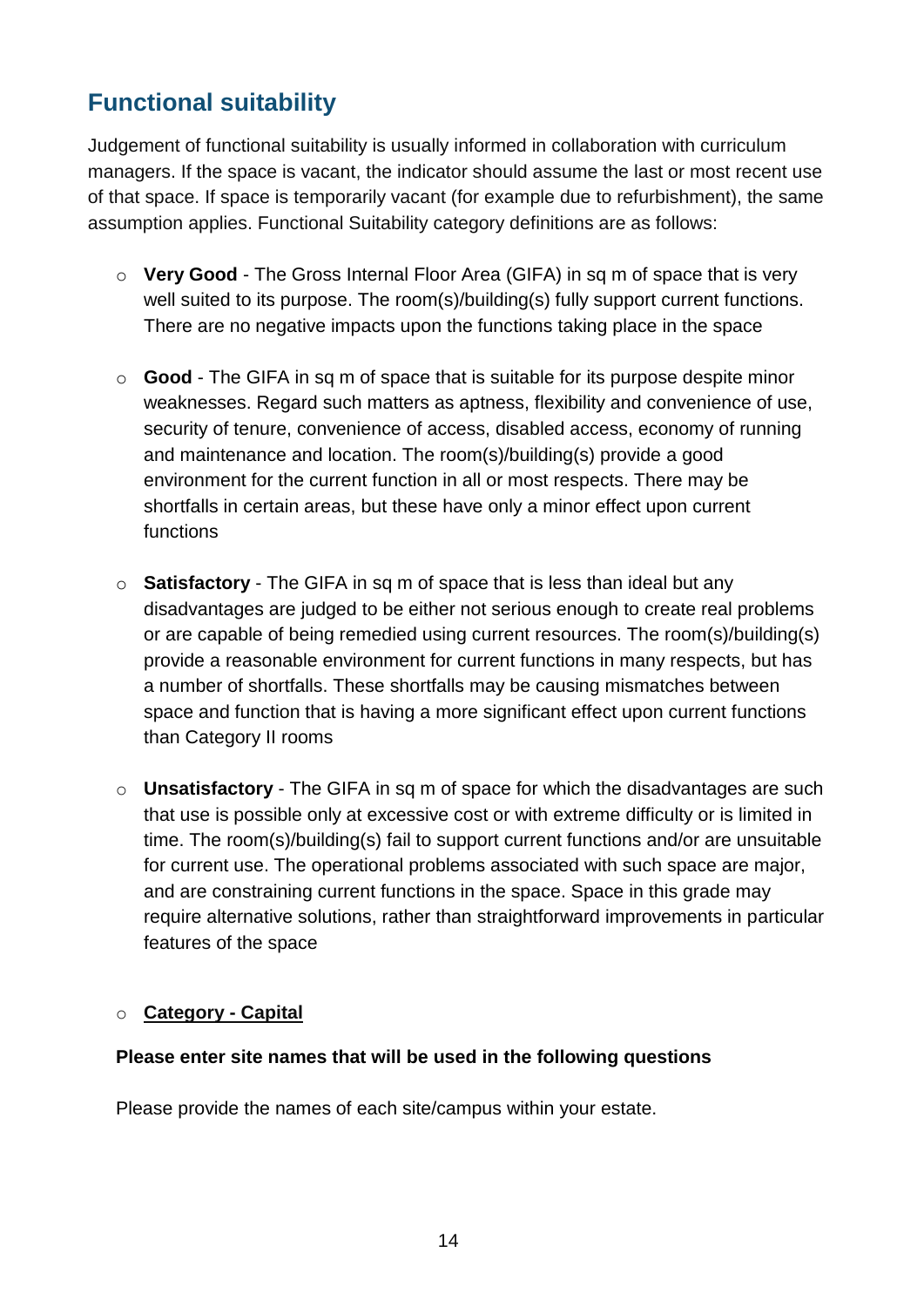## Functional suitability

Judgement of functional suitability is usually informed in collaboration with curriculum managers. If the space is vacant, the indicator should assume the last or most recent use of that space. If space is temporarily vacant (for example due to refurbishment), the same assumption applies. Functional Suitability category definitions are as follows:

- **Very Good** - The Gross Internal Floor Area (GIFA) in sq m of space that is very well suited to its purpose. The room(s)/building(s) fully support current functions. There are no negative impacts upon the functions taking place in the space

- **Good** - The GIFA in sq m of space that is suitable for its purpose despite minor weaknesses. Regard such matters as aptness, flexibility and convenience of use, security of tenure, convenience of access, disabled access, economy of running and maintenance and location. The room(s)/building(s) provide a good environment for the current function in all or most respects. There may be shortfalls in certain areas, but these have only a minor effect upon current functions

- **Satisfactory** - The GIFA in sq m of space that is less than ideal but any disadvantages are judged to be either not serious enough to create real problems or are capable of being remedied using current resources. The room(s)/building(s) provide a reasonable environment for current functions in many respects, but has a number of shortfalls. These shortfalls may be causing mismatches between space and function that is having a more significant effect upon current functions than Category II rooms

- **Unsatisfactory** - The GIFA in sq m of space for which the disadvantages are such that use is possible only at excessive cost or with extreme difficulty or is limited in time. The room(s)/building(s) fail to support current functions and/or are unsuitable for current use. The operational problems associated with such space are major, and are constraining current functions in the space. Space in this grade may require alternative solutions, rather than straightforward improvements in particular features of the space

- **Category - Capital**

**Please enter site names that will be used in the following questions**

Please provide the names of each site/campus within your estate.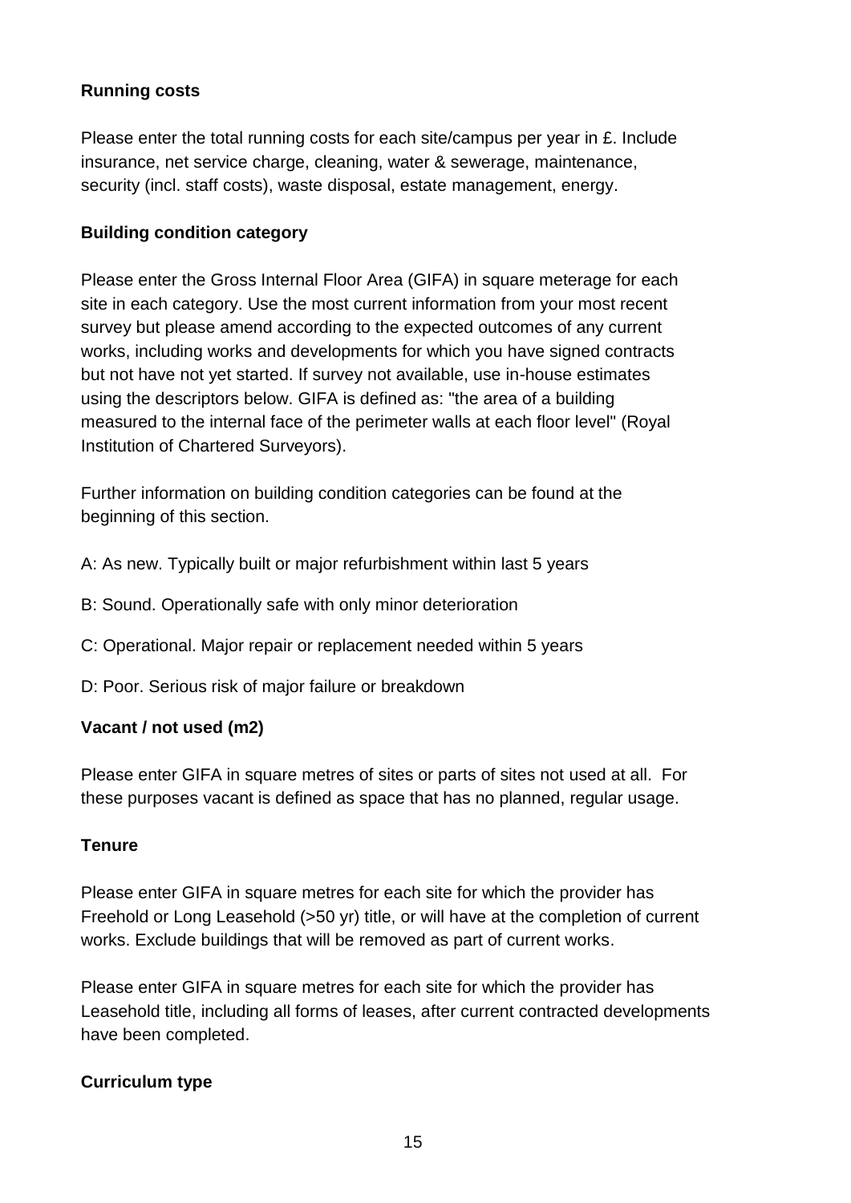**Running costs**

Please enter the total running costs for each site/campus per year in £. Include insurance, net service charge, cleaning, water & sewerage, maintenance, security (incl. staff costs), waste disposal, estate management, energy.

**Building condition category**

Please enter the Gross Internal Floor Area (GIFA) in square meterage for each site in each category. Use the most current information from your most recent survey but please amend according to the expected outcomes of any current works, including works and developments for which you have signed contracts but not have not yet started. If survey not available, use in-house estimates using the descriptors below. GIFA is defined as: "the area of a building measured to the internal face of the perimeter walls at each floor level" (Royal Institution of Chartered Surveyors).

Further information on building condition categories can be found at the beginning of this section.

A: As new. Typically built or major refurbishment within last 5 years

B: Sound. Operationally safe with only minor deterioration

C: Operational. Major repair or replacement needed within 5 years

D: Poor. Serious risk of major failure or breakdown

**Vacant / not used (m2)**

Please enter GIFA in square metres of sites or parts of sites not used at all. For these purposes vacant is defined as space that has no planned, regular usage.

**Tenure**

Please enter GIFA in square metres for each site for which the provider has Freehold or Long Leasehold (>50 yr) title, or will have at the completion of current works. Exclude buildings that will be removed as part of current works.

Please enter GIFA in square metres for each site for which the provider has Leasehold title, including all forms of leases, after current contracted developments have been completed.

**Curriculum type**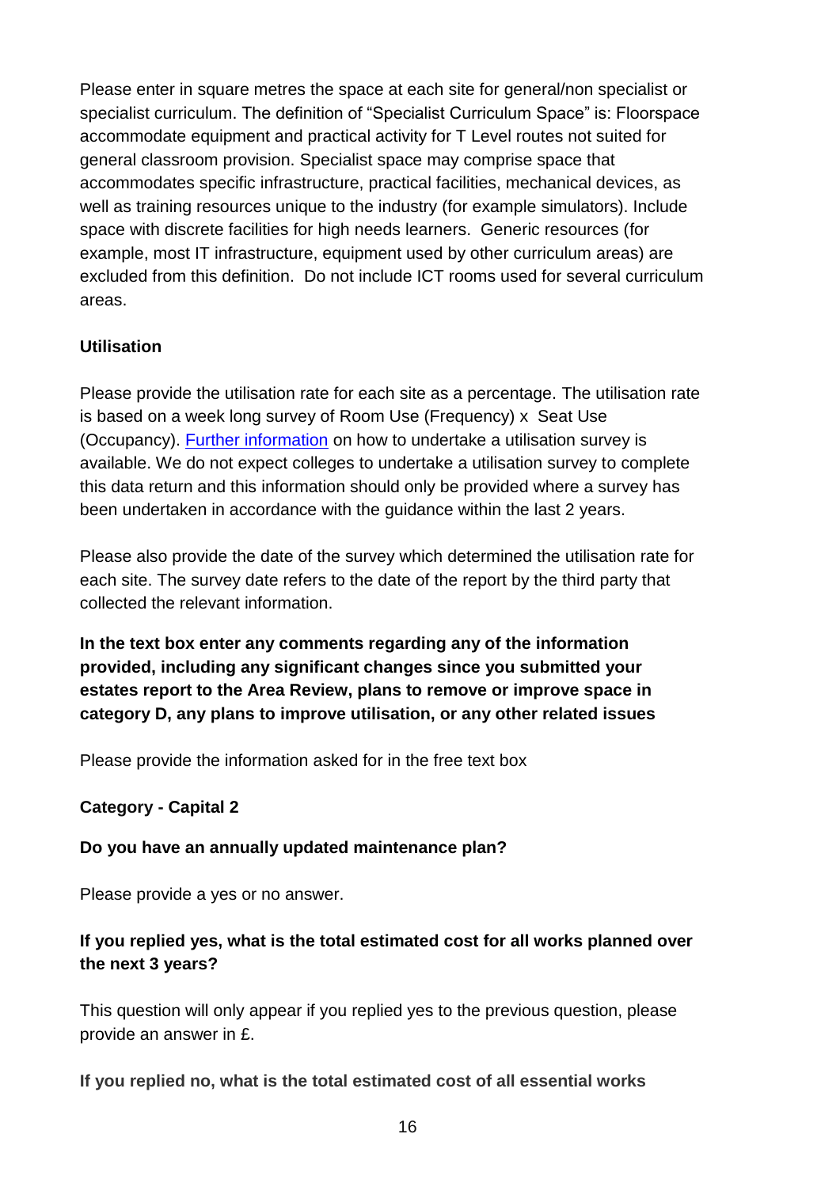Please enter in square metres the space at each site for general/non specialist or specialist curriculum. The definition of "Specialist Curriculum Space" is: Floorspace accommodate equipment and practical activity for T Level routes not suited for general classroom provision. Specialist space may comprise space that accommodates specific infrastructure, practical facilities, mechanical devices, as well as training resources unique to the industry (for example simulators). Include space with discrete facilities for high needs learners. Generic resources (for example, most IT infrastructure, equipment used by other curriculum areas) are excluded from this definition. Do not include ICT rooms used for several curriculum areas.

**Utilisation**

Please provide the utilisation rate for each site as a percentage. The utilisation rate is based on a week long survey of Room Use (Frequency) x Seat Use (Occupancy). Further information on how to undertake a utilisation survey is available. We do not expect colleges to undertake a utilisation survey to complete this data return and this information should only be provided where a survey has been undertaken in accordance with the guidance within the last 2 years.

Please also provide the date of the survey which determined the utilisation rate for each site. The survey date refers to the date of the report by the third party that collected the relevant information.

**In the text box enter any comments regarding any of the information provided, including any significant changes since you submitted your estates report to the Area Review, plans to remove or improve space in category D, any plans to improve utilisation, or any other related issues**

Please provide the information asked for in the free text box

**Category - Capital 2**

**Do you have an annually updated maintenance plan?**

Please provide a yes or no answer.

**If you replied yes, what is the total estimated cost for all works planned over the next 3 years?**

This question will only appear if you replied yes to the previous question, please provide an answer in £.

**If you replied no, what is the total estimated cost of all essential works**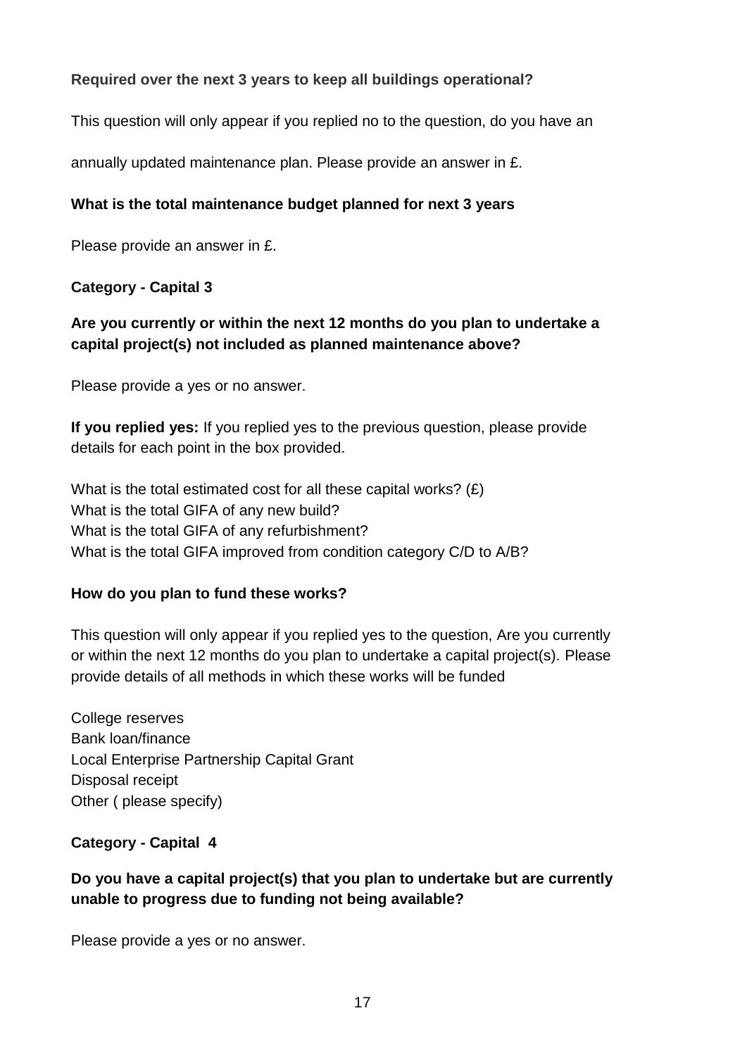**Required over the next 3 years to keep all buildings operational?**

This question will only appear if you replied no to the question, do you have an

annually updated maintenance plan. Please provide an answer in £.

**What is the total maintenance budget planned for next 3 years**

Please provide an answer in £.

**Category - Capital 3**

**Are you currently or within the next 12 months do you plan to undertake a capital project(s) not included as planned maintenance above?**

Please provide a yes or no answer.

**If you replied yes:** If you replied yes to the previous question, please provide details for each point in the box provided.

What is the total estimated cost for all these capital works? (£)
What is the total GIFA of any new build?
What is the total GIFA of any refurbishment?
What is the total GIFA improved from condition category C/D to A/B?

**How do you plan to fund these works?**

This question will only appear if you replied yes to the question, Are you currently or within the next 12 months do you plan to undertake a capital project(s). Please provide details of all methods in which these works will be funded

College reserves
Bank loan/finance
Local Enterprise Partnership Capital Grant
Disposal receipt
Other ( please specify)

**Category - Capital 4**

**Do you have a capital project(s) that you plan to undertake but are currently unable to progress due to funding not being available?**

Please provide a yes or no answer.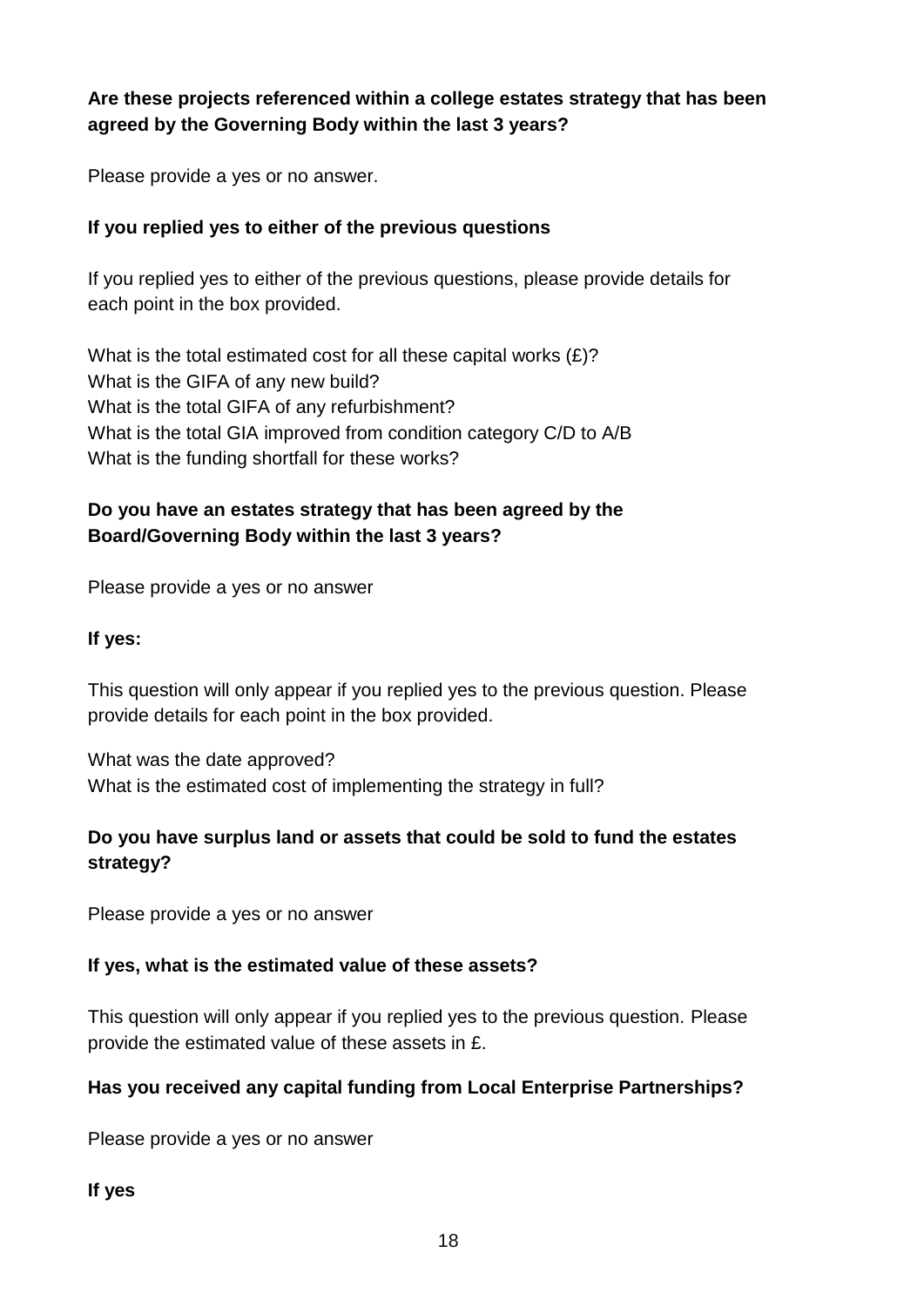**Are these projects referenced within a college estates strategy that has been agreed by the Governing Body within the last 3 years?**

Please provide a yes or no answer.

**If you replied yes to either of the previous questions**

If you replied yes to either of the previous questions, please provide details for each point in the box provided.

What is the total estimated cost for all these capital works (£)?
What is the GIFA of any new build?
What is the total GIFA of any refurbishment?
What is the total GIA improved from condition category C/D to A/B
What is the funding shortfall for these works?

**Do you have an estates strategy that has been agreed by the Board/Governing Body within the last 3 years?**

Please provide a yes or no answer

**If yes:**

This question will only appear if you replied yes to the previous question. Please provide details for each point in the box provided.

What was the date approved?
What is the estimated cost of implementing the strategy in full?

**Do you have surplus land or assets that could be sold to fund the estates strategy?**

Please provide a yes or no answer

**If yes, what is the estimated value of these assets?**

This question will only appear if you replied yes to the previous question. Please provide the estimated value of these assets in £.

**Has you received any capital funding from Local Enterprise Partnerships?**

Please provide a yes or no answer

**If yes**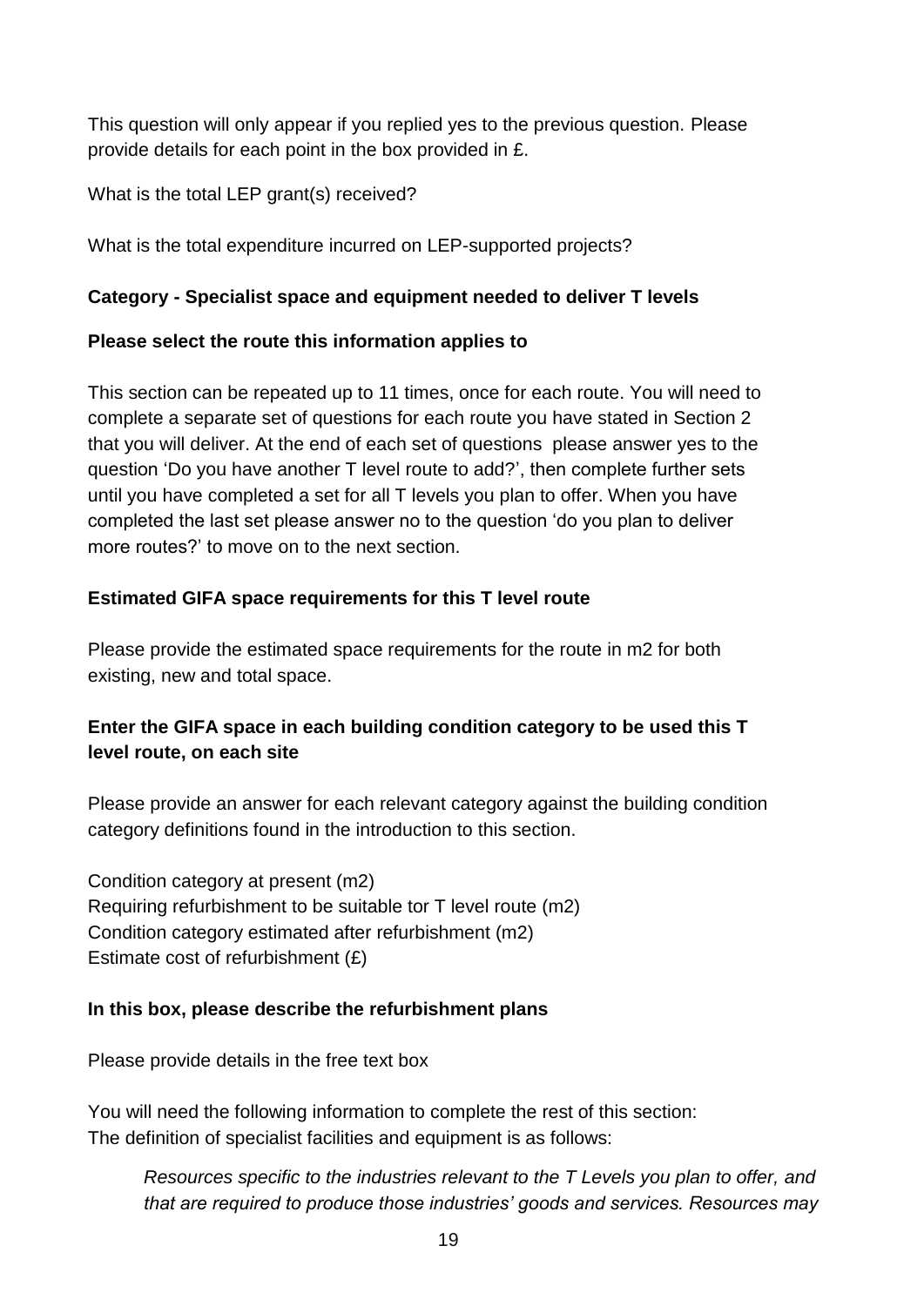This question will only appear if you replied yes to the previous question. Please provide details for each point in the box provided in £.

What is the total LEP grant(s) received?

What is the total expenditure incurred on LEP-supported projects?

**Category - Specialist space and equipment needed to deliver T levels**

**Please select the route this information applies to**

This section can be repeated up to 11 times, once for each route. You will need to complete a separate set of questions for each route you have stated in Section 2 that you will deliver. At the end of each set of questions please answer yes to the question 'Do you have another T level route to add?', then complete further sets until you have completed a set for all T levels you plan to offer. When you have completed the last set please answer no to the question 'do you plan to deliver more routes?' to move on to the next section.

**Estimated GIFA space requirements for this T level route**

Please provide the estimated space requirements for the route in m2 for both existing, new and total space.

**Enter the GIFA space in each building condition category to be used this T level route, on each site**

Please provide an answer for each relevant category against the building condition category definitions found in the introduction to this section.

Condition category at present (m2)
Requiring refurbishment to be suitable tor T level route (m2)
Condition category estimated after refurbishment (m2)
Estimate cost of refurbishment (£)

**In this box, please describe the refurbishment plans**

Please provide details in the free text box

You will need the following information to complete the rest of this section:
The definition of specialist facilities and equipment is as follows:

> *Resources specific to the industries relevant to the T Levels you plan to offer, and that are required to produce those industries' goods and services. Resources may*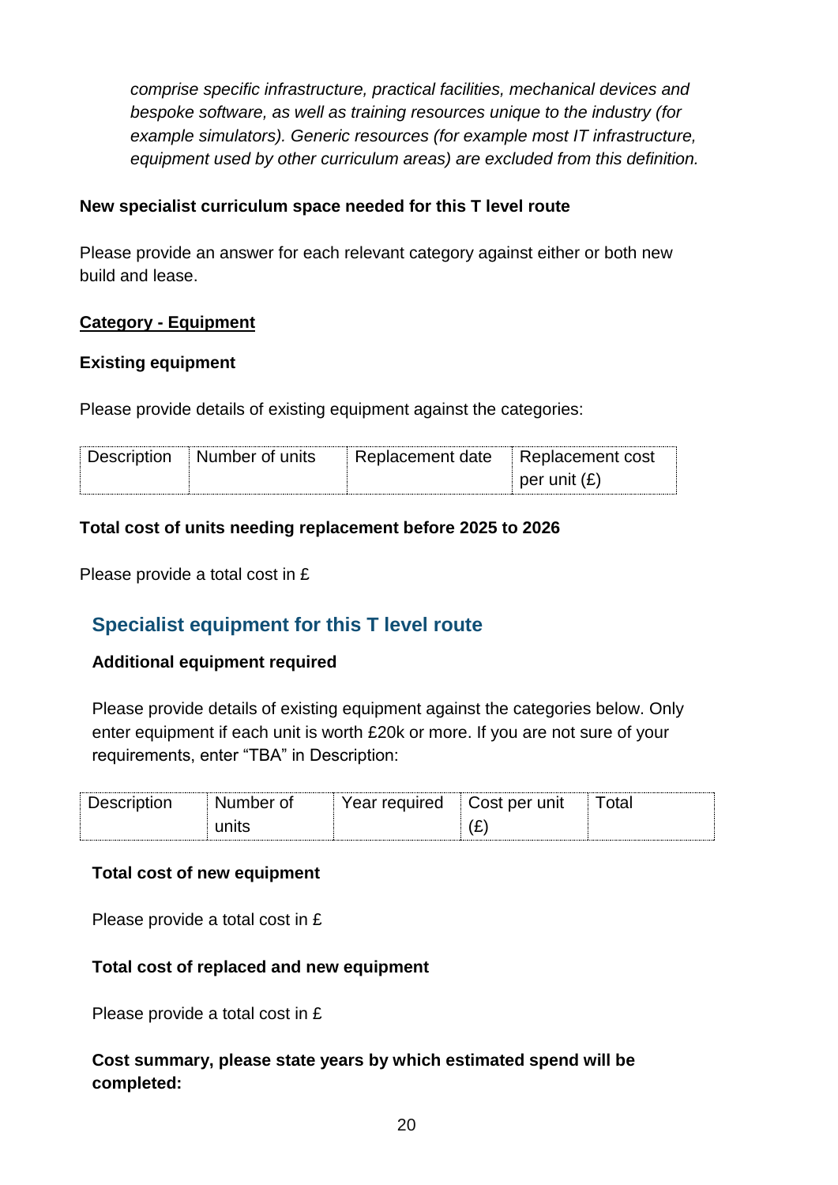*comprise specific infrastructure, practical facilities, mechanical devices and bespoke software, as well as training resources unique to the industry (for example simulators). Generic resources (for example most IT infrastructure, equipment used by other curriculum areas) are excluded from this definition.*

**New specialist curriculum space needed for this T level route**

Please provide an answer for each relevant category against either or both new build and lease.

**Category - Equipment**

**Existing equipment**

Please provide details of existing equipment against the categories:

| Description | Number of units | Replacement date | Replacement cost per unit (£) |
|---|---|---|---|

**Total cost of units needing replacement before 2025 to 2026**

Please provide a total cost in £

## Specialist equipment for this T level route

**Additional equipment required**

Please provide details of existing equipment against the categories below. Only enter equipment if each unit is worth £20k or more. If you are not sure of your requirements, enter "TBA" in Description:

| Description | Number of units | Year required | Cost per unit (£) | Total |
|---|---|---|---|---|

**Total cost of new equipment**

Please provide a total cost in £

**Total cost of replaced and new equipment**

Please provide a total cost in £

**Cost summary, please state years by which estimated spend will be completed:**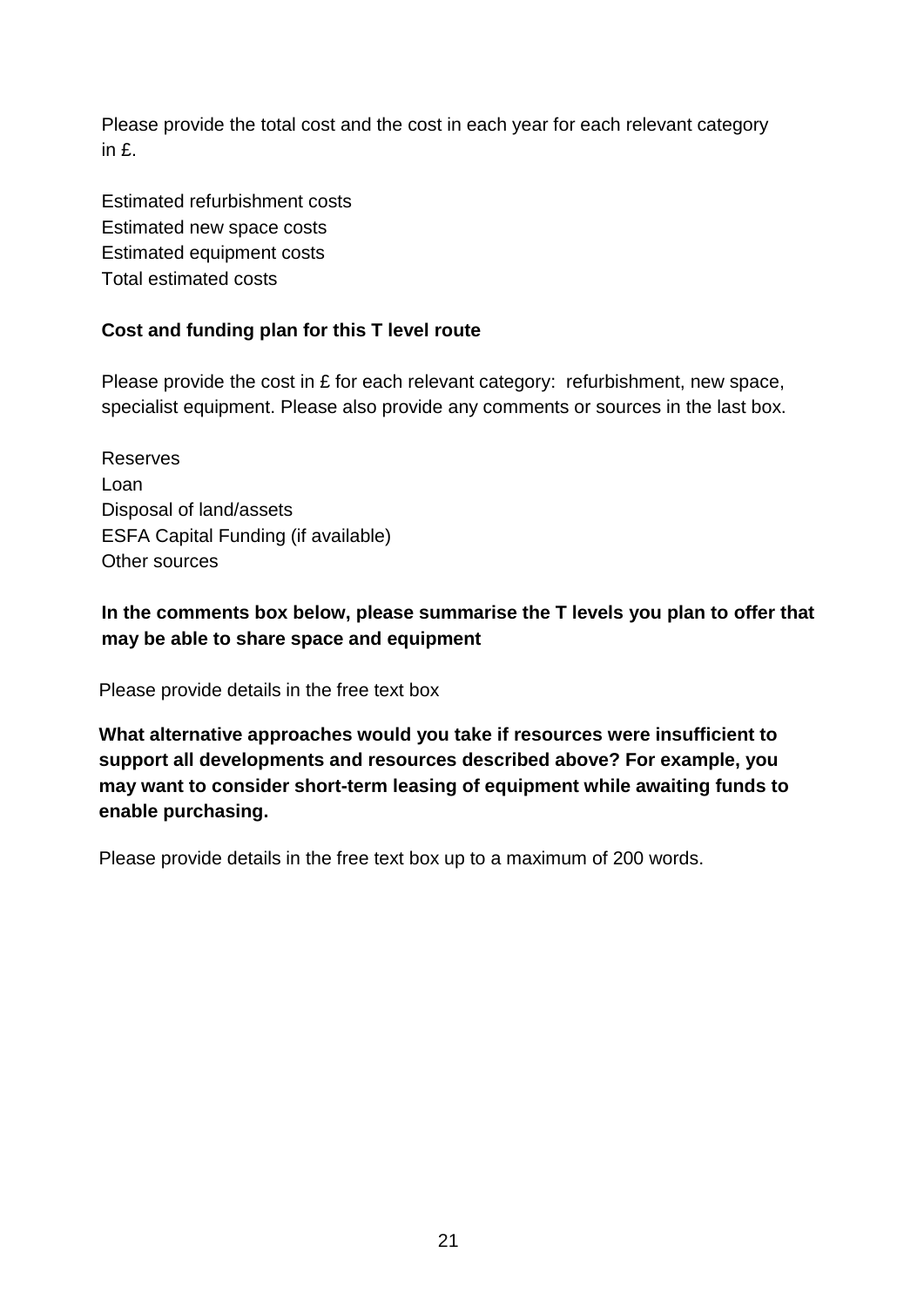Please provide the total cost and the cost in each year for each relevant category in £.

Estimated refurbishment costs
Estimated new space costs
Estimated equipment costs
Total estimated costs

**Cost and funding plan for this T level route**

Please provide the cost in £ for each relevant category: refurbishment, new space, specialist equipment. Please also provide any comments or sources in the last box.

Reserves
Loan
Disposal of land/assets
ESFA Capital Funding (if available)
Other sources

**In the comments box below, please summarise the T levels you plan to offer that may be able to share space and equipment**

Please provide details in the free text box

**What alternative approaches would you take if resources were insufficient to support all developments and resources described above? For example, you may want to consider short-term leasing of equipment while awaiting funds to enable purchasing.**

Please provide details in the free text box up to a maximum of 200 words.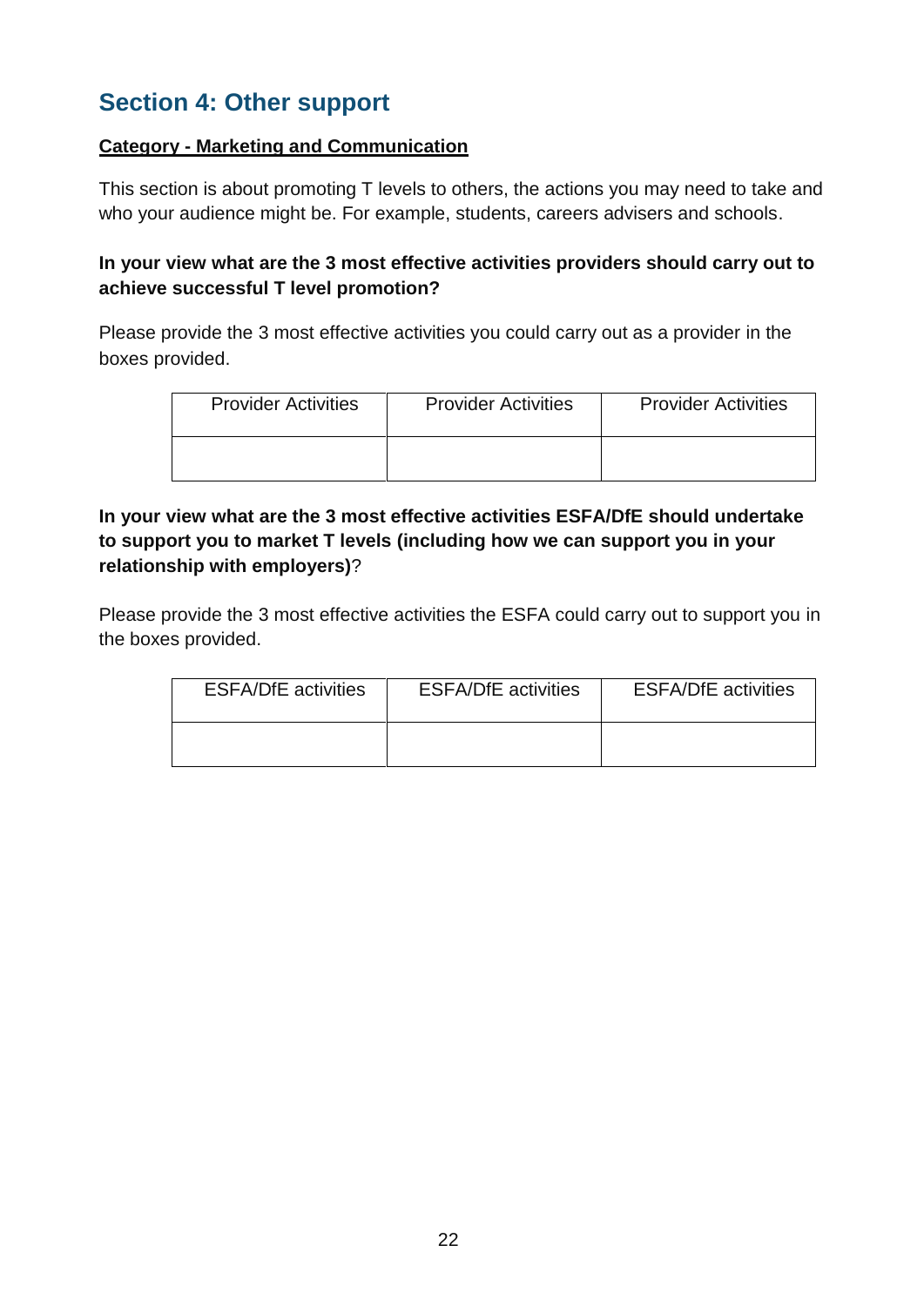## Section 4: Other support

**Category - Marketing and Communication**

This section is about promoting T levels to others, the actions you may need to take and who your audience might be. For example, students, careers advisers and schools.

**In your view what are the 3 most effective activities providers should carry out to achieve successful T level promotion?**

Please provide the 3 most effective activities you could carry out as a provider in the boxes provided.

| Provider Activities | Provider Activities | Provider Activities |
| --- | --- | --- |
| | | |

**In your view what are the 3 most effective activities ESFA/DfE should undertake to support you to market T levels (including how we can support you in your relationship with employers)**?

Please provide the 3 most effective activities the ESFA could carry out to support you in the boxes provided.

| ESFA/DfE activities | ESFA/DfE activities | ESFA/DfE activities |
| --- | --- | --- |
| | | |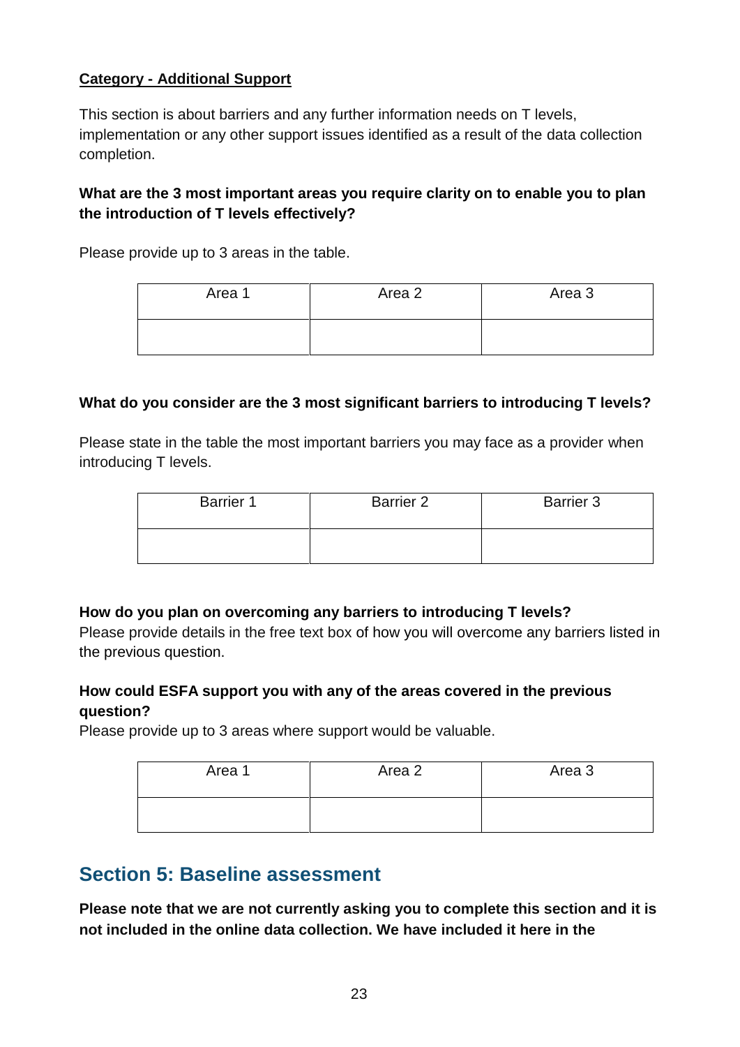**Category - Additional Support**

This section is about barriers and any further information needs on T levels, implementation or any other support issues identified as a result of the data collection completion.

**What are the 3 most important areas you require clarity on to enable you to plan the introduction of T levels effectively?**

Please provide up to 3 areas in the table.

| Area 1 | Area 2 | Area 3 |
| --- | --- | --- |
| | | |

**What do you consider are the 3 most significant barriers to introducing T levels?**

Please state in the table the most important barriers you may face as a provider when introducing T levels.

| Barrier 1 | Barrier 2 | Barrier 3 |
| --- | --- | --- |
| | | |

**How do you plan on overcoming any barriers to introducing T levels?**
Please provide details in the free text box of how you will overcome any barriers listed in the previous question.

**How could ESFA support you with any of the areas covered in the previous question?**
Please provide up to 3 areas where support would be valuable.

| Area 1 | Area 2 | Area 3 |
| --- | --- | --- |
| | | |

## Section 5: Baseline assessment

**Please note that we are not currently asking you to complete this section and it is not included in the online data collection. We have included it here in the**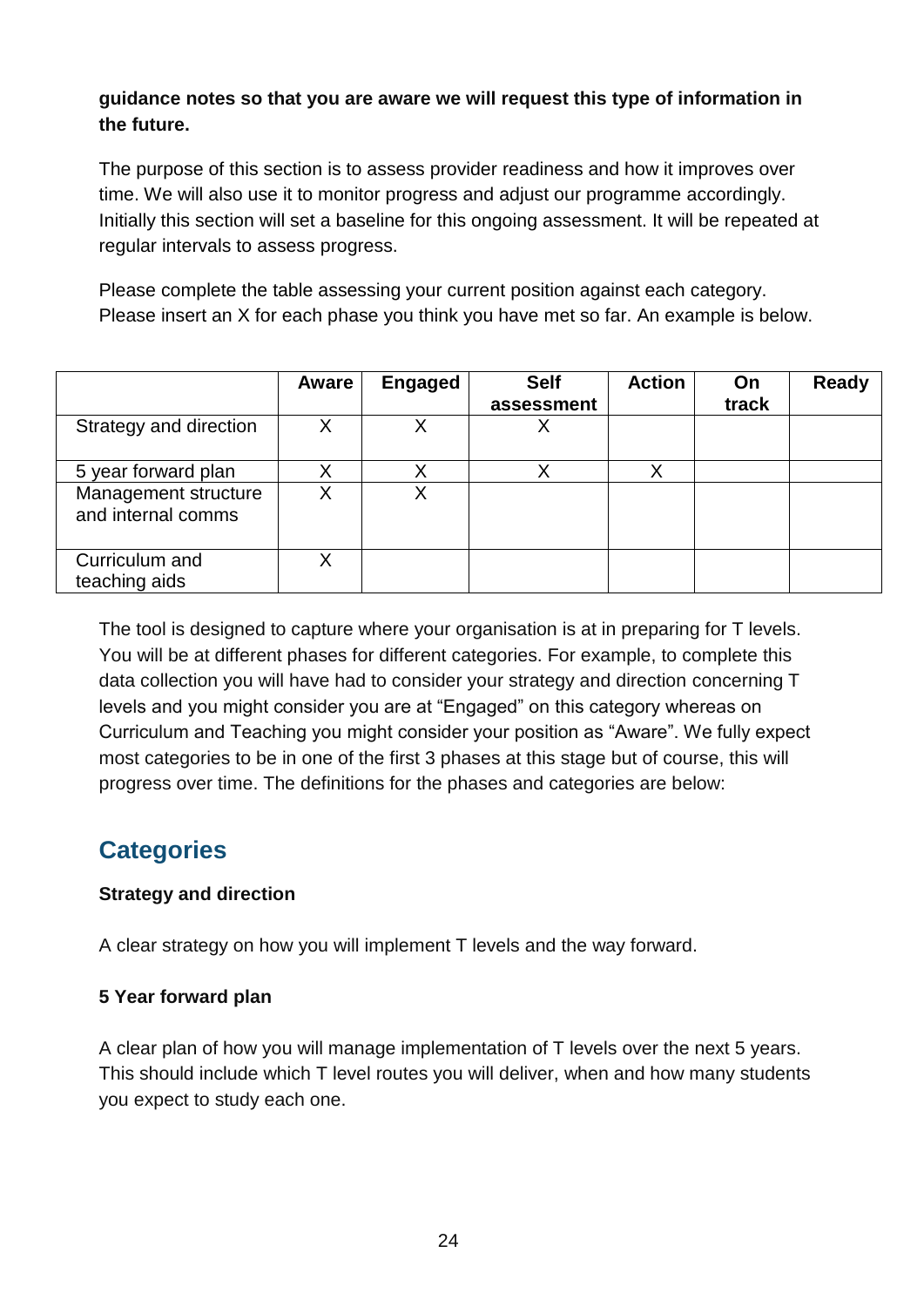**guidance notes so that you are aware we will request this type of information in the future.**

The purpose of this section is to assess provider readiness and how it improves over time. We will also use it to monitor progress and adjust our programme accordingly. Initially this section will set a baseline for this ongoing assessment. It will be repeated at regular intervals to assess progress.

Please complete the table assessing your current position against each category. Please insert an X for each phase you think you have met so far. An example is below.

| | Aware | Engaged | Self assessment | Action | On track | Ready |
|---|---|---|---|---|---|---|
| Strategy and direction | X | X | X | | | |
| 5 year forward plan | X | X | X | X | | |
| Management structure and internal comms | X | X | | | | |
| Curriculum and teaching aids | X | | | | | |

The tool is designed to capture where your organisation is at in preparing for T levels. You will be at different phases for different categories. For example, to complete this data collection you will have had to consider your strategy and direction concerning T levels and you might consider you are at "Engaged" on this category whereas on Curriculum and Teaching you might consider your position as "Aware". We fully expect most categories to be in one of the first 3 phases at this stage but of course, this will progress over time. The definitions for the phases and categories are below:

## Categories

**Strategy and direction**

A clear strategy on how you will implement T levels and the way forward.

**5 Year forward plan**

A clear plan of how you will manage implementation of T levels over the next 5 years. This should include which T level routes you will deliver, when and how many students you expect to study each one.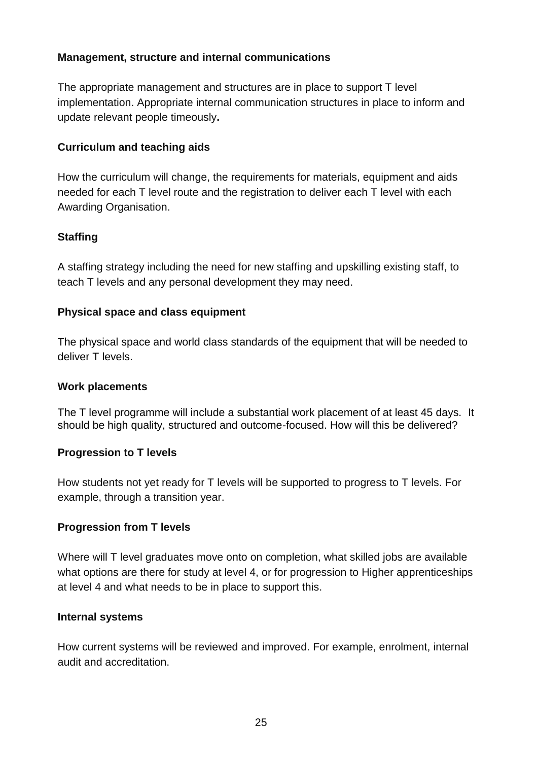**Management, structure and internal communications**

The appropriate management and structures are in place to support T level implementation. Appropriate internal communication structures in place to inform and update relevant people timeously**.**

**Curriculum and teaching aids**

How the curriculum will change, the requirements for materials, equipment and aids needed for each T level route and the registration to deliver each T level with each Awarding Organisation.

**Staffing**

A staffing strategy including the need for new staffing and upskilling existing staff, to teach T levels and any personal development they may need.

**Physical space and class equipment**

The physical space and world class standards of the equipment that will be needed to deliver T levels.

**Work placements**

The T level programme will include a substantial work placement of at least 45 days. It should be high quality, structured and outcome-focused. How will this be delivered?

**Progression to T levels**

How students not yet ready for T levels will be supported to progress to T levels. For example, through a transition year.

**Progression from T levels**

Where will T level graduates move onto on completion, what skilled jobs are available what options are there for study at level 4, or for progression to Higher apprenticeships at level 4 and what needs to be in place to support this.

**Internal systems**

How current systems will be reviewed and improved. For example, enrolment, internal audit and accreditation.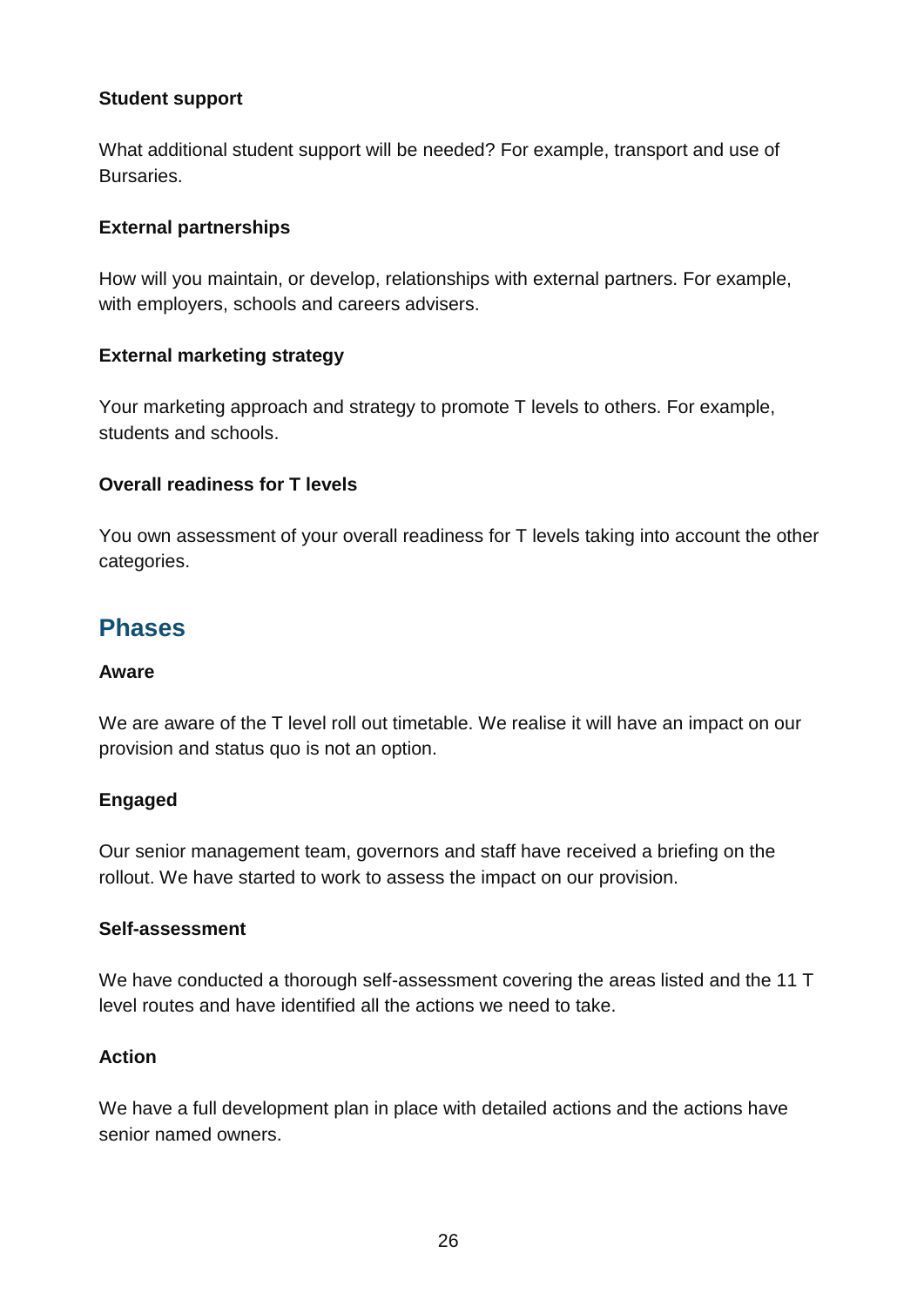**Student support**

What additional student support will be needed? For example, transport and use of Bursaries.

**External partnerships**

How will you maintain, or develop, relationships with external partners. For example, with employers, schools and careers advisers.

**External marketing strategy**

Your marketing approach and strategy to promote T levels to others. For example, students and schools.

**Overall readiness for T levels**

You own assessment of your overall readiness for T levels taking into account the other categories.

## Phases

**Aware**

We are aware of the T level roll out timetable. We realise it will have an impact on our provision and status quo is not an option.

**Engaged**

Our senior management team, governors and staff have received a briefing on the rollout. We have started to work to assess the impact on our provision.

**Self-assessment**

We have conducted a thorough self-assessment covering the areas listed and the 11 T level routes and have identified all the actions we need to take.

**Action**

We have a full development plan in place with detailed actions and the actions have senior named owners.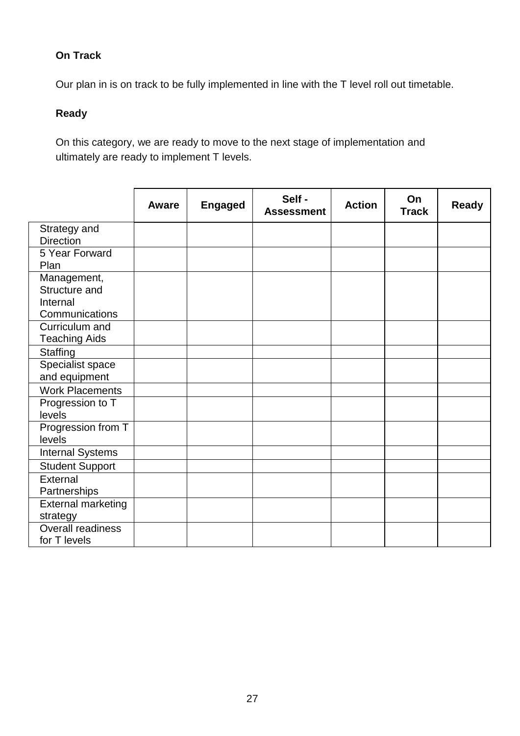**On Track**

Our plan in is on track to be fully implemented in line with the T level roll out timetable.

**Ready**

On this category, we are ready to move to the next stage of implementation and ultimately are ready to implement T levels.

| | Aware | Engaged | Self - Assessment | Action | On Track | Ready |
|---|---|---|---|---|---|---|
| Strategy and Direction | | | | | | |
| 5 Year Forward Plan | | | | | | |
| Management, Structure and Internal Communications | | | | | | |
| Curriculum and Teaching Aids | | | | | | |
| Staffing | | | | | | |
| Specialist space and equipment | | | | | | |
| Work Placements | | | | | | |
| Progression to T levels | | | | | | |
| Progression from T levels | | | | | | |
| Internal Systems | | | | | | |
| Student Support | | | | | | |
| External Partnerships | | | | | | |
| External marketing strategy | | | | | | |
| Overall readiness for T levels | | | | | | |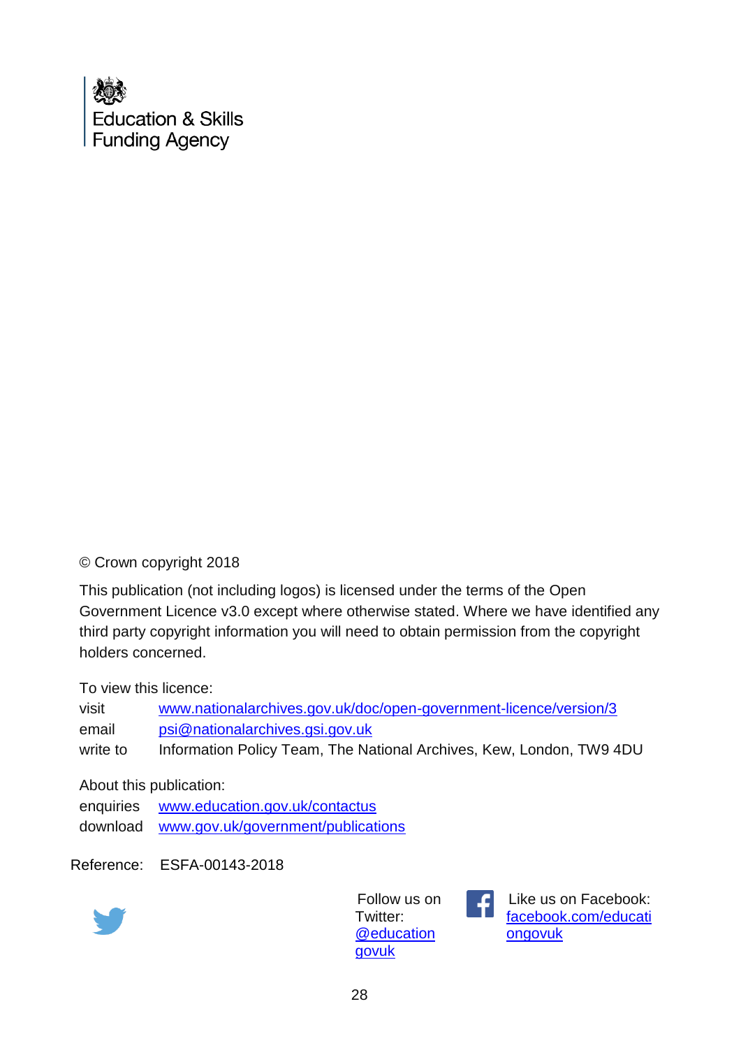Education & Skills Funding Agency

© Crown copyright 2018

This publication (not including logos) is licensed under the terms of the Open Government Licence v3.0 except where otherwise stated. Where we have identified any third party copyright information you will need to obtain permission from the copyright holders concerned.

To view this licence:

| | |
|---|---|
| visit | www.nationalarchives.gov.uk/doc/open-government-licence/version/3 |
| email | psi@nationalarchives.gsi.gov.uk |
| write to | Information Policy Team, The National Archives, Kew, London, TW9 4DU |

About this publication:

| | |
|---|---|
| enquiries | www.education.gov.uk/contactus |
| download | www.gov.uk/government/publications |

Reference: ESFA-00143-2018

Follow us on Twitter: @educationgovuk

Like us on Facebook: facebook.com/educationgovuk